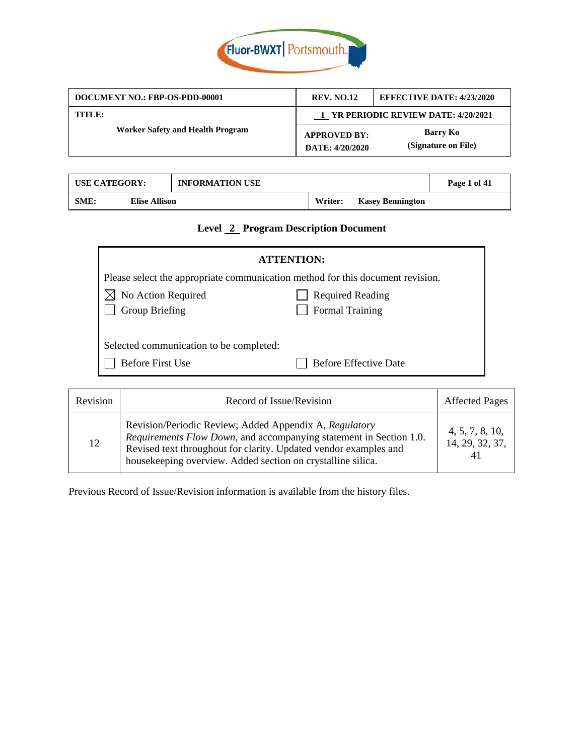Fluor-BWXT | Portsmouth

| DOCUMENT NO.: FBP-OS-PDD-00001 | REV. NO.12 | EFFECTIVE DATE: 4/23/2020 |
|---|---|---|
| TITLE: Worker Safety and Health Program | 1 YR PERIODIC REVIEW DATE: 4/20/2021 | |
| | APPROVED BY: DATE: 4/20/2020 | Barry Ko (Signature on File) |

| USE CATEGORY: | INFORMATION USE | |
|---|---|---|
| SME: Elise Allison | | Writer: Kasey Bennington |

**Level 2 Program Description Document**

**ATTENTION:**

Please select the appropriate communication method for this document revision.

- ☒ No Action Required
- ☐ Required Reading
- ☐ Group Briefing
- ☐ Formal Training

Selected communication to be completed:

- ☐ Before First Use
- ☐ Before Effective Date

| Revision | Record of Issue/Revision | Affected Pages |
|---|---|---|
| 12 | Revision/Periodic Review; Added Appendix A, *Regulatory Requirements Flow Down*, and accompanying statement in Section 1.0. Revised text throughout for clarity. Updated vendor examples and housekeeping overview. Added section on crystalline silica. | 4, 5, 7, 8, 10, 14, 29, 32, 37, 41 |

Previous Record of Issue/Revision information is available from the history files.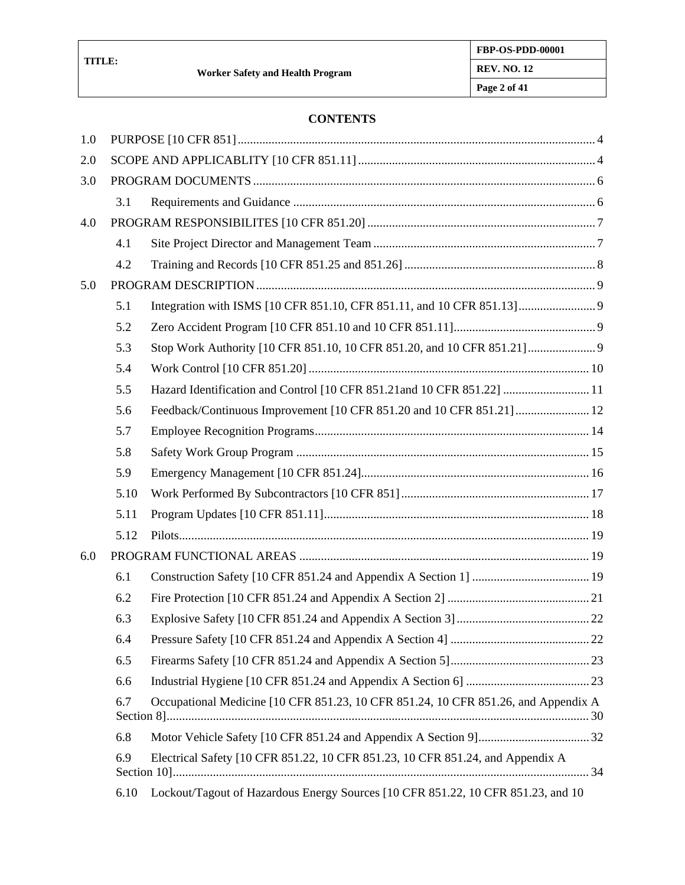**CONTENTS**

1.0 PURPOSE [10 CFR 851] ..... 4

2.0 SCOPE AND APPLICABLITY [10 CFR 851.11] ..... 4

3.0 PROGRAM DOCUMENTS ..... 6

- 3.1 Requirements and Guidance ..... 6

4.0 PROGRAM RESPONSIBILITES [10 CFR 851.20] ..... 7

- 4.1 Site Project Director and Management Team ..... 7
- 4.2 Training and Records [10 CFR 851.25 and 851.26] ..... 8

5.0 PROGRAM DESCRIPTION ..... 9

- 5.1 Integration with ISMS [10 CFR 851.10, CFR 851.11, and 10 CFR 851.13] ..... 9
- 5.2 Zero Accident Program [10 CFR 851.10 and 10 CFR 851.11] ..... 9
- 5.3 Stop Work Authority [10 CFR 851.10, 10 CFR 851.20, and 10 CFR 851.21] ..... 9
- 5.4 Work Control [10 CFR 851.20] ..... 10
- 5.5 Hazard Identification and Control [10 CFR 851.21and 10 CFR 851.22] ..... 11
- 5.6 Feedback/Continuous Improvement [10 CFR 851.20 and 10 CFR 851.21] ..... 12
- 5.7 Employee Recognition Programs ..... 14
- 5.8 Safety Work Group Program ..... 15
- 5.9 Emergency Management [10 CFR 851.24] ..... 16
- 5.10 Work Performed By Subcontractors [10 CFR 851] ..... 17
- 5.11 Program Updates [10 CFR 851.11] ..... 18
- 5.12 Pilots ..... 19

6.0 PROGRAM FUNCTIONAL AREAS ..... 19

- 6.1 Construction Safety [10 CFR 851.24 and Appendix A Section 1] ..... 19
- 6.2 Fire Protection [10 CFR 851.24 and Appendix A Section 2] ..... 21
- 6.3 Explosive Safety [10 CFR 851.24 and Appendix A Section 3] ..... 22
- 6.4 Pressure Safety [10 CFR 851.24 and Appendix A Section 4] ..... 22
- 6.5 Firearms Safety [10 CFR 851.24 and Appendix A Section 5] ..... 23
- 6.6 Industrial Hygiene [10 CFR 851.24 and Appendix A Section 6] ..... 23
- 6.7 Occupational Medicine [10 CFR 851.23, 10 CFR 851.24, 10 CFR 851.26, and Appendix A Section 8] ..... 30
- 6.8 Motor Vehicle Safety [10 CFR 851.24 and Appendix A Section 9] ..... 32
- 6.9 Electrical Safety [10 CFR 851.22, 10 CFR 851.23, 10 CFR 851.24, and Appendix A Section 10] ..... 34
- 6.10 Lockout/Tagout of Hazardous Energy Sources [10 CFR 851.22, 10 CFR 851.23, and 10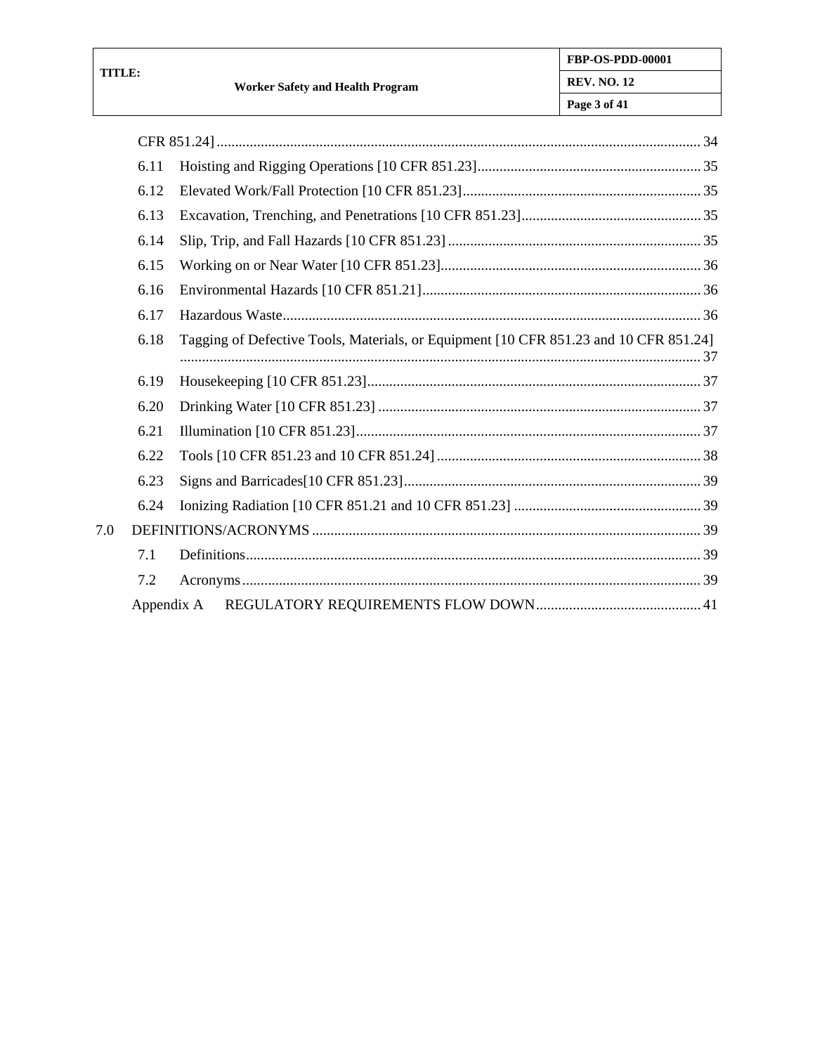CFR 851.24] ... 34

- 6.11 Hoisting and Rigging Operations [10 CFR 851.23] ... 35
- 6.12 Elevated Work/Fall Protection [10 CFR 851.23] ... 35
- 6.13 Excavation, Trenching, and Penetrations [10 CFR 851.23] ... 35
- 6.14 Slip, Trip, and Fall Hazards [10 CFR 851.23] ... 35
- 6.15 Working on or Near Water [10 CFR 851.23] ... 36
- 6.16 Environmental Hazards [10 CFR 851.21] ... 36
- 6.17 Hazardous Waste ... 36
- 6.18 Tagging of Defective Tools, Materials, or Equipment [10 CFR 851.23 and 10 CFR 851.24] ... 37
- 6.19 Housekeeping [10 CFR 851.23] ... 37
- 6.20 Drinking Water [10 CFR 851.23] ... 37
- 6.21 Illumination [10 CFR 851.23] ... 37
- 6.22 Tools [10 CFR 851.23 and 10 CFR 851.24] ... 38
- 6.23 Signs and Barricades[10 CFR 851.23] ... 39
- 6.24 Ionizing Radiation [10 CFR 851.21 and 10 CFR 851.23] ... 39

7.0 DEFINITIONS/ACRONYMS ... 39

- 7.1 Definitions ... 39
- 7.2 Acronyms ... 39

Appendix A REGULATORY REQUIREMENTS FLOW DOWN ... 41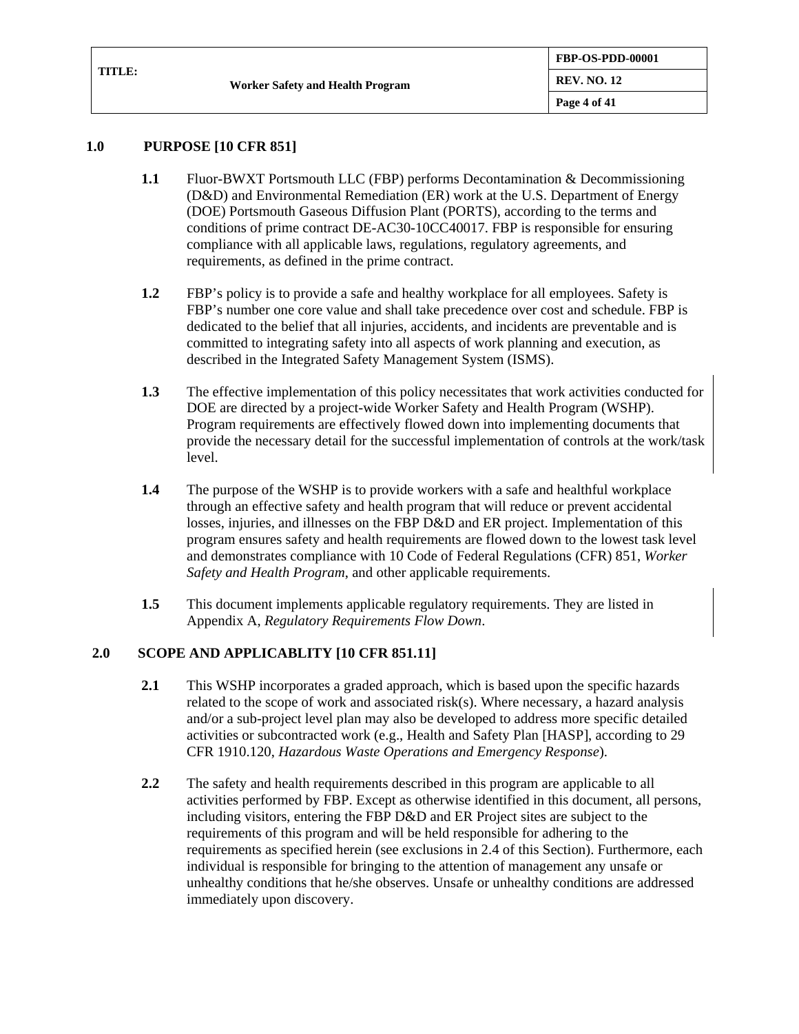## 1.0 PURPOSE [10 CFR 851]

**1.1** Fluor-BWXT Portsmouth LLC (FBP) performs Decontamination & Decommissioning (D&D) and Environmental Remediation (ER) work at the U.S. Department of Energy (DOE) Portsmouth Gaseous Diffusion Plant (PORTS), according to the terms and conditions of prime contract DE-AC30-10CC40017. FBP is responsible for ensuring compliance with all applicable laws, regulations, regulatory agreements, and requirements, as defined in the prime contract.

**1.2** FBP's policy is to provide a safe and healthy workplace for all employees. Safety is FBP's number one core value and shall take precedence over cost and schedule. FBP is dedicated to the belief that all injuries, accidents, and incidents are preventable and is committed to integrating safety into all aspects of work planning and execution, as described in the Integrated Safety Management System (ISMS).

**1.3** The effective implementation of this policy necessitates that work activities conducted for DOE are directed by a project-wide Worker Safety and Health Program (WSHP). Program requirements are effectively flowed down into implementing documents that provide the necessary detail for the successful implementation of controls at the work/task level.

**1.4** The purpose of the WSHP is to provide workers with a safe and healthful workplace through an effective safety and health program that will reduce or prevent accidental losses, injuries, and illnesses on the FBP D&D and ER project. Implementation of this program ensures safety and health requirements are flowed down to the lowest task level and demonstrates compliance with 10 Code of Federal Regulations (CFR) 851, *Worker Safety and Health Program*, and other applicable requirements.

**1.5** This document implements applicable regulatory requirements. They are listed in Appendix A, *Regulatory Requirements Flow Down*.

## 2.0 SCOPE AND APPLICABLITY [10 CFR 851.11]

**2.1** This WSHP incorporates a graded approach, which is based upon the specific hazards related to the scope of work and associated risk(s). Where necessary, a hazard analysis and/or a sub-project level plan may also be developed to address more specific detailed activities or subcontracted work (e.g., Health and Safety Plan [HASP], according to 29 CFR 1910.120, *Hazardous Waste Operations and Emergency Response*).

**2.2** The safety and health requirements described in this program are applicable to all activities performed by FBP. Except as otherwise identified in this document, all persons, including visitors, entering the FBP D&D and ER Project sites are subject to the requirements of this program and will be held responsible for adhering to the requirements as specified herein (see exclusions in 2.4 of this Section). Furthermore, each individual is responsible for bringing to the attention of management any unsafe or unhealthy conditions that he/she observes. Unsafe or unhealthy conditions are addressed immediately upon discovery.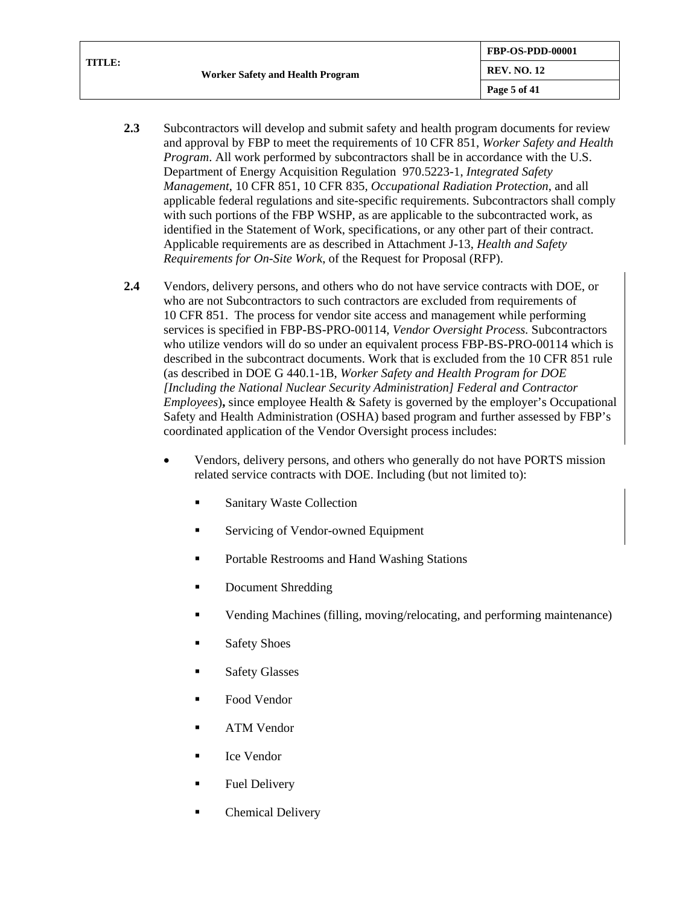**2.3** Subcontractors will develop and submit safety and health program documents for review and approval by FBP to meet the requirements of 10 CFR 851, *Worker Safety and Health Program*. All work performed by subcontractors shall be in accordance with the U.S. Department of Energy Acquisition Regulation 970.5223-1, *Integrated Safety Management*, 10 CFR 851, 10 CFR 835, *Occupational Radiation Protection*, and all applicable federal regulations and site-specific requirements. Subcontractors shall comply with such portions of the FBP WSHP, as are applicable to the subcontracted work, as identified in the Statement of Work, specifications, or any other part of their contract. Applicable requirements are as described in Attachment J-13, *Health and Safety Requirements for On-Site Work*, of the Request for Proposal (RFP).

**2.4** Vendors, delivery persons, and others who do not have service contracts with DOE, or who are not Subcontractors to such contractors are excluded from requirements of 10 CFR 851. The process for vendor site access and management while performing services is specified in FBP-BS-PRO-00114, *Vendor Oversight Process.* Subcontractors who utilize vendors will do so under an equivalent process FBP-BS-PRO-00114 which is described in the subcontract documents. Work that is excluded from the 10 CFR 851 rule (as described in DOE G 440.1-1B, *Worker Safety and Health Program for DOE [Including the National Nuclear Security Administration] Federal and Contractor Employees*)**,** since employee Health & Safety is governed by the employer's Occupational Safety and Health Administration (OSHA) based program and further assessed by FBP's coordinated application of the Vendor Oversight process includes:

- Vendors, delivery persons, and others who generally do not have PORTS mission related service contracts with DOE. Including (but not limited to):
  - Sanitary Waste Collection
  - Servicing of Vendor-owned Equipment
  - Portable Restrooms and Hand Washing Stations
  - Document Shredding
  - Vending Machines (filling, moving/relocating, and performing maintenance)
  - Safety Shoes
  - Safety Glasses
  - Food Vendor
  - ATM Vendor
  - Ice Vendor
  - Fuel Delivery
  - Chemical Delivery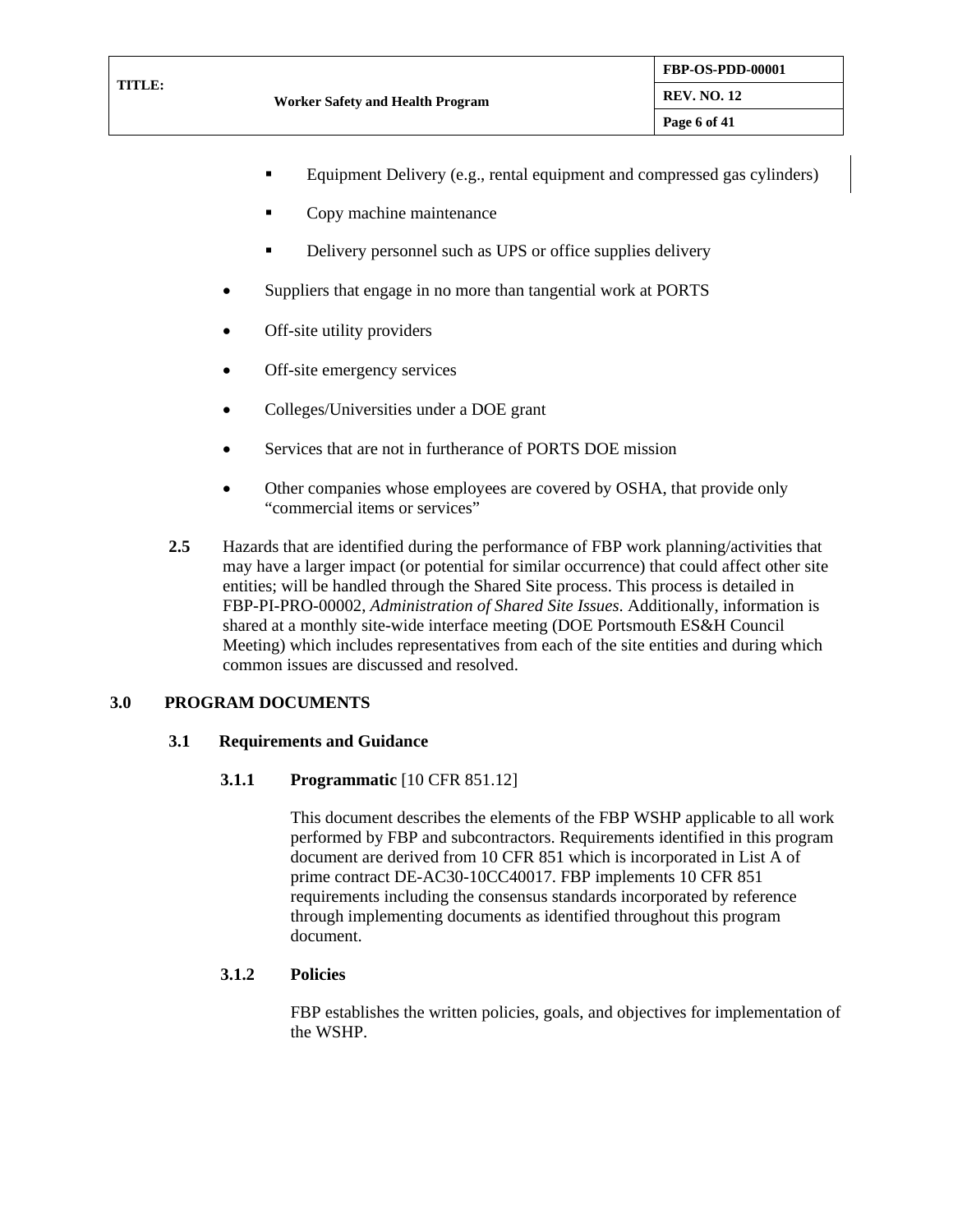- Equipment Delivery (e.g., rental equipment and compressed gas cylinders)
   - Copy machine maintenance
   - Delivery personnel such as UPS or office supplies delivery

- Suppliers that engage in no more than tangential work at PORTS
- Off-site utility providers
- Off-site emergency services
- Colleges/Universities under a DOE grant
- Services that are not in furtherance of PORTS DOE mission
- Other companies whose employees are covered by OSHA, that provide only "commercial items or services"

**2.5** Hazards that are identified during the performance of FBP work planning/activities that may have a larger impact (or potential for similar occurrence) that could affect other site entities; will be handled through the Shared Site process. This process is detailed in FBP-PI-PRO-00002, *Administration of Shared Site Issues*. Additionally, information is shared at a monthly site-wide interface meeting (DOE Portsmouth ES&H Council Meeting) which includes representatives from each of the site entities and during which common issues are discussed and resolved.

# 3.0 PROGRAM DOCUMENTS

## 3.1 Requirements and Guidance

### 3.1.1 Programmatic [10 CFR 851.12]

This document describes the elements of the FBP WSHP applicable to all work performed by FBP and subcontractors. Requirements identified in this program document are derived from 10 CFR 851 which is incorporated in List A of prime contract DE-AC30-10CC40017. FBP implements 10 CFR 851 requirements including the consensus standards incorporated by reference through implementing documents as identified throughout this program document.

### 3.1.2 Policies

FBP establishes the written policies, goals, and objectives for implementation of the WSHP.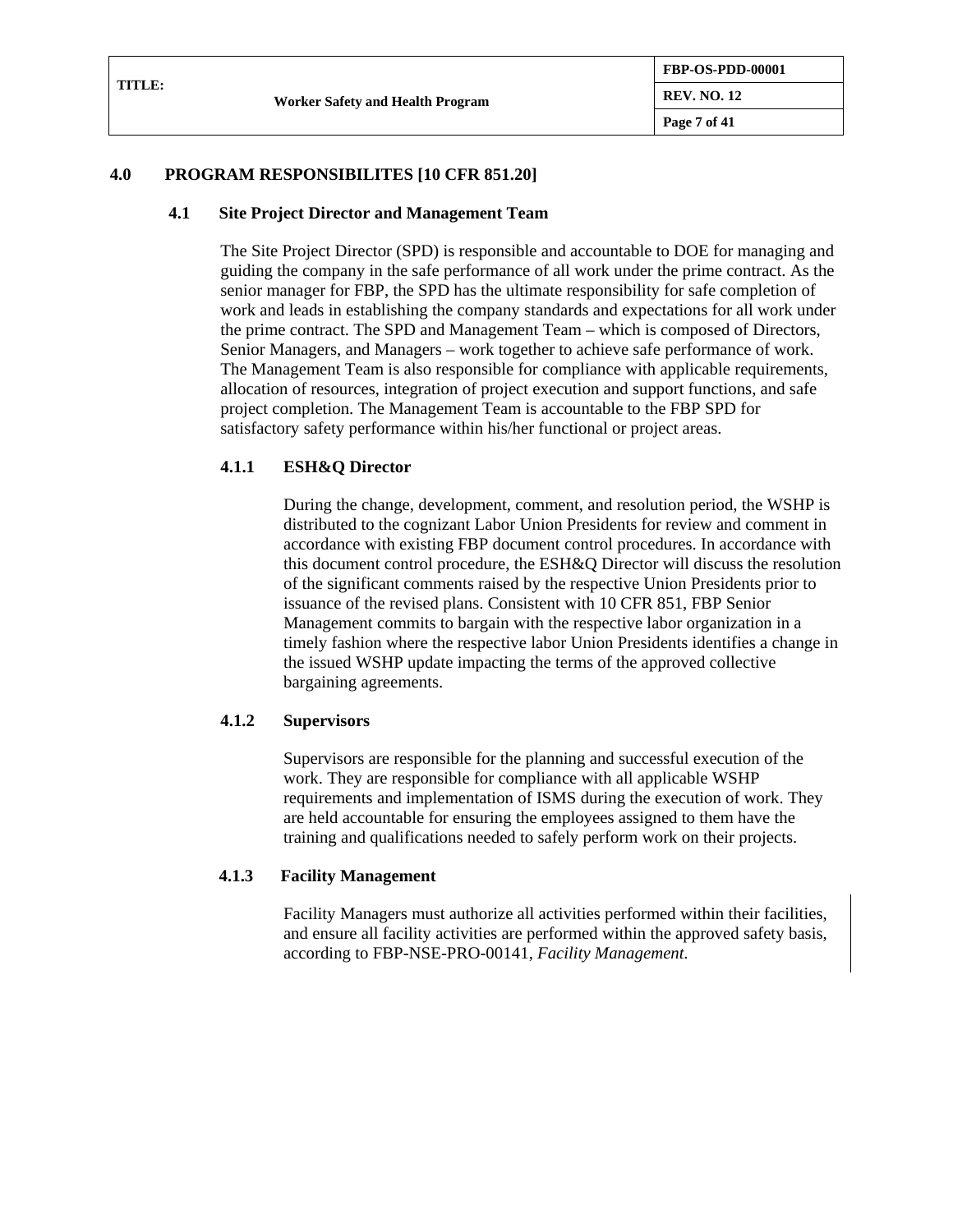# 4.0 PROGRAM RESPONSIBILITES [10 CFR 851.20]

## 4.1 Site Project Director and Management Team

The Site Project Director (SPD) is responsible and accountable to DOE for managing and guiding the company in the safe performance of all work under the prime contract. As the senior manager for FBP, the SPD has the ultimate responsibility for safe completion of work and leads in establishing the company standards and expectations for all work under the prime contract. The SPD and Management Team – which is composed of Directors, Senior Managers, and Managers – work together to achieve safe performance of work. The Management Team is also responsible for compliance with applicable requirements, allocation of resources, integration of project execution and support functions, and safe project completion. The Management Team is accountable to the FBP SPD for satisfactory safety performance within his/her functional or project areas.

### 4.1.1 ESH&Q Director

During the change, development, comment, and resolution period, the WSHP is distributed to the cognizant Labor Union Presidents for review and comment in accordance with existing FBP document control procedures. In accordance with this document control procedure, the ESH&Q Director will discuss the resolution of the significant comments raised by the respective Union Presidents prior to issuance of the revised plans. Consistent with 10 CFR 851, FBP Senior Management commits to bargain with the respective labor organization in a timely fashion where the respective labor Union Presidents identifies a change in the issued WSHP update impacting the terms of the approved collective bargaining agreements.

### 4.1.2 Supervisors

Supervisors are responsible for the planning and successful execution of the work. They are responsible for compliance with all applicable WSHP requirements and implementation of ISMS during the execution of work. They are held accountable for ensuring the employees assigned to them have the training and qualifications needed to safely perform work on their projects.

### 4.1.3 Facility Management

Facility Managers must authorize all activities performed within their facilities, and ensure all facility activities are performed within the approved safety basis, according to FBP-NSE-PRO-00141, *Facility Management*.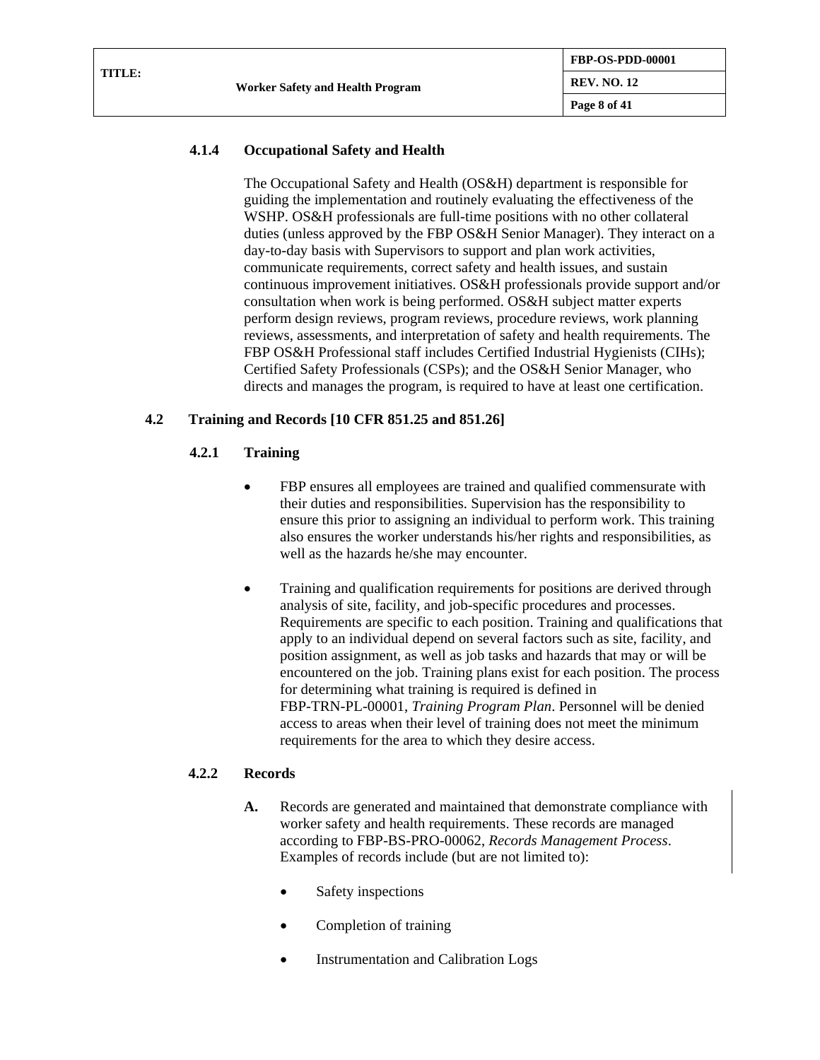#### 4.1.4 Occupational Safety and Health

The Occupational Safety and Health (OS&H) department is responsible for guiding the implementation and routinely evaluating the effectiveness of the WSHP. OS&H professionals are full-time positions with no other collateral duties (unless approved by the FBP OS&H Senior Manager). They interact on a day-to-day basis with Supervisors to support and plan work activities, communicate requirements, correct safety and health issues, and sustain continuous improvement initiatives. OS&H professionals provide support and/or consultation when work is being performed. OS&H subject matter experts perform design reviews, program reviews, procedure reviews, work planning reviews, assessments, and interpretation of safety and health requirements. The FBP OS&H Professional staff includes Certified Industrial Hygienists (CIHs); Certified Safety Professionals (CSPs); and the OS&H Senior Manager, who directs and manages the program, is required to have at least one certification.

### 4.2 Training and Records [10 CFR 851.25 and 851.26]

#### 4.2.1 Training

- FBP ensures all employees are trained and qualified commensurate with their duties and responsibilities. Supervision has the responsibility to ensure this prior to assigning an individual to perform work. This training also ensures the worker understands his/her rights and responsibilities, as well as the hazards he/she may encounter.

- Training and qualification requirements for positions are derived through analysis of site, facility, and job-specific procedures and processes. Requirements are specific to each position. Training and qualifications that apply to an individual depend on several factors such as site, facility, and position assignment, as well as job tasks and hazards that may or will be encountered on the job. Training plans exist for each position. The process for determining what training is required is defined in FBP-TRN-PL-00001, *Training Program Plan*. Personnel will be denied access to areas when their level of training does not meet the minimum requirements for the area to which they desire access.

#### 4.2.2 Records

**A.** Records are generated and maintained that demonstrate compliance with worker safety and health requirements. These records are managed according to FBP-BS-PRO-00062, *Records Management Process*. Examples of records include (but are not limited to):

- Safety inspections
- Completion of training
- Instrumentation and Calibration Logs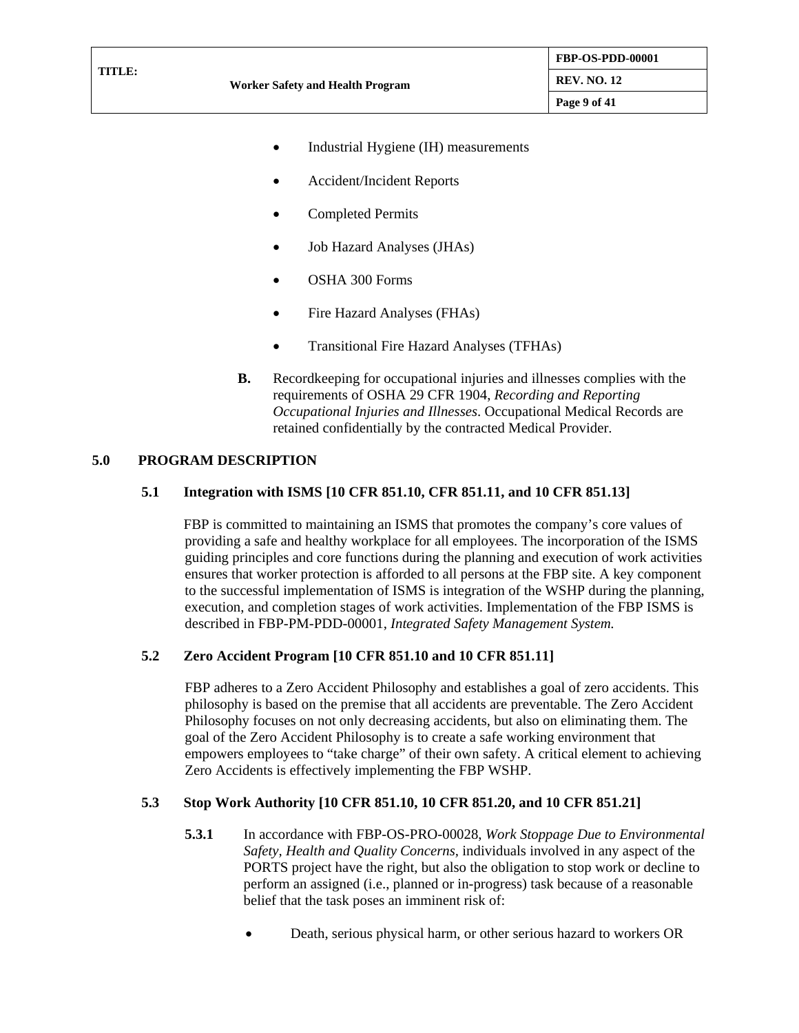- Industrial Hygiene (IH) measurements
- Accident/Incident Reports
- Completed Permits
- Job Hazard Analyses (JHAs)
- OSHA 300 Forms
- Fire Hazard Analyses (FHAs)
- Transitional Fire Hazard Analyses (TFHAs)

**B.** Recordkeeping for occupational injuries and illnesses complies with the requirements of OSHA 29 CFR 1904, *Recording and Reporting Occupational Injuries and Illnesses*. Occupational Medical Records are retained confidentially by the contracted Medical Provider.

# 5.0 PROGRAM DESCRIPTION

## 5.1 Integration with ISMS [10 CFR 851.10, CFR 851.11, and 10 CFR 851.13]

FBP is committed to maintaining an ISMS that promotes the company's core values of providing a safe and healthy workplace for all employees. The incorporation of the ISMS guiding principles and core functions during the planning and execution of work activities ensures that worker protection is afforded to all persons at the FBP site. A key component to the successful implementation of ISMS is integration of the WSHP during the planning, execution, and completion stages of work activities. Implementation of the FBP ISMS is described in FBP-PM-PDD-00001, *Integrated Safety Management System.*

## 5.2 Zero Accident Program [10 CFR 851.10 and 10 CFR 851.11]

FBP adheres to a Zero Accident Philosophy and establishes a goal of zero accidents. This philosophy is based on the premise that all accidents are preventable. The Zero Accident Philosophy focuses on not only decreasing accidents, but also on eliminating them. The goal of the Zero Accident Philosophy is to create a safe working environment that empowers employees to "take charge" of their own safety. A critical element to achieving Zero Accidents is effectively implementing the FBP WSHP.

## 5.3 Stop Work Authority [10 CFR 851.10, 10 CFR 851.20, and 10 CFR 851.21]

**5.3.1** In accordance with FBP-OS-PRO-00028, *Work Stoppage Due to Environmental Safety, Health and Quality Concerns*, individuals involved in any aspect of the PORTS project have the right, but also the obligation to stop work or decline to perform an assigned (i.e., planned or in-progress) task because of a reasonable belief that the task poses an imminent risk of:

- Death, serious physical harm, or other serious hazard to workers OR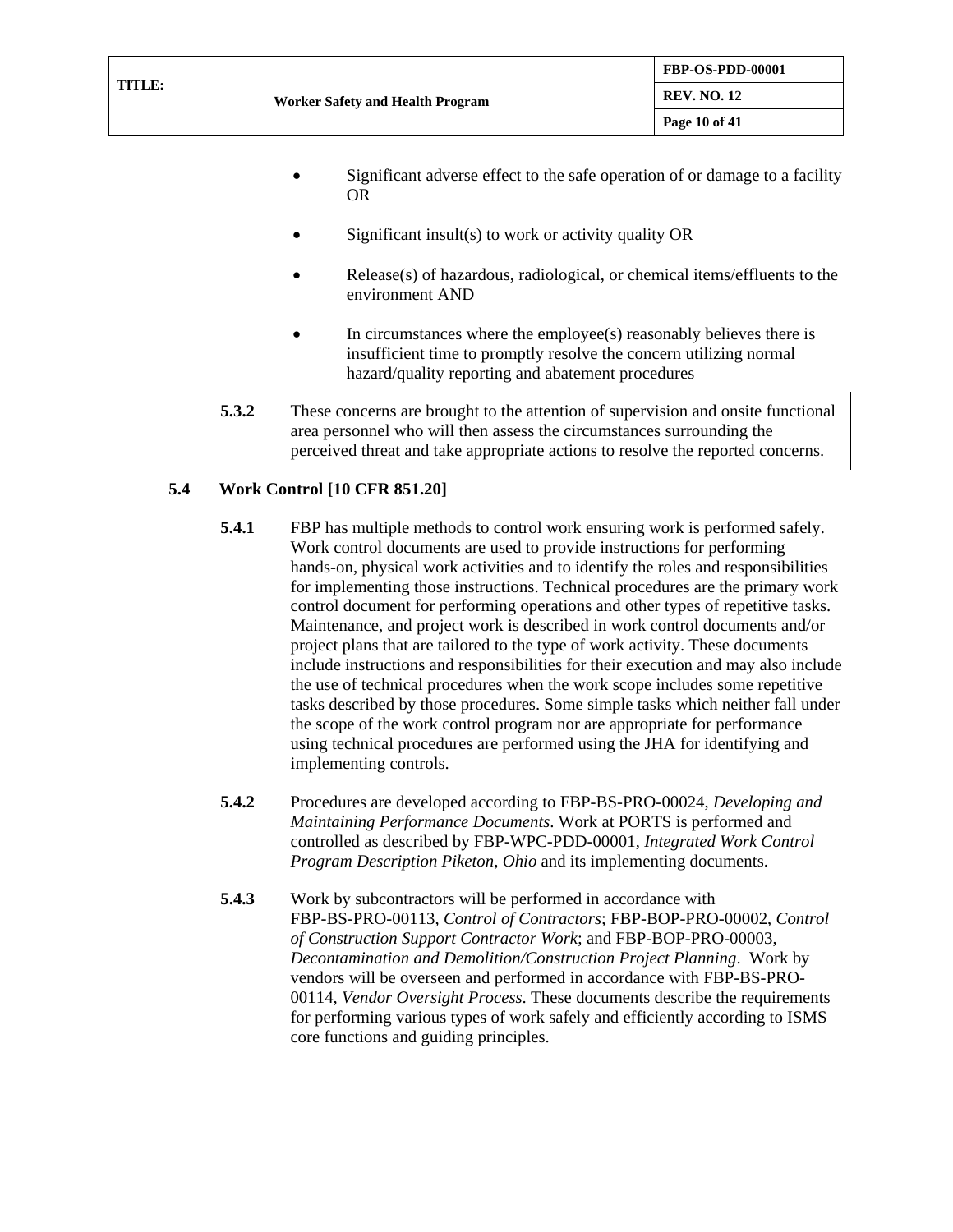- Significant adverse effect to the safe operation of or damage to a facility OR

- Significant insult(s) to work or activity quality OR

- Release(s) of hazardous, radiological, or chemical items/effluents to the environment AND

- In circumstances where the employee(s) reasonably believes there is insufficient time to promptly resolve the concern utilizing normal hazard/quality reporting and abatement procedures

**5.3.2** These concerns are brought to the attention of supervision and onsite functional area personnel who will then assess the circumstances surrounding the perceived threat and take appropriate actions to resolve the reported concerns.

## 5.4 Work Control [10 CFR 851.20]

**5.4.1** FBP has multiple methods to control work ensuring work is performed safely. Work control documents are used to provide instructions for performing hands-on, physical work activities and to identify the roles and responsibilities for implementing those instructions. Technical procedures are the primary work control document for performing operations and other types of repetitive tasks. Maintenance, and project work is described in work control documents and/or project plans that are tailored to the type of work activity. These documents include instructions and responsibilities for their execution and may also include the use of technical procedures when the work scope includes some repetitive tasks described by those procedures. Some simple tasks which neither fall under the scope of the work control program nor are appropriate for performance using technical procedures are performed using the JHA for identifying and implementing controls.

**5.4.2** Procedures are developed according to FBP-BS-PRO-00024, *Developing and Maintaining Performance Documents*. Work at PORTS is performed and controlled as described by FBP-WPC-PDD-00001, *Integrated Work Control Program Description Piketon, Ohio* and its implementing documents.

**5.4.3** Work by subcontractors will be performed in accordance with FBP-BS-PRO-00113, *Control of Contractors*; FBP-BOP-PRO-00002, *Control of Construction Support Contractor Work*; and FBP-BOP-PRO-00003, *Decontamination and Demolition/Construction Project Planning*. Work by vendors will be overseen and performed in accordance with FBP-BS-PRO-00114, *Vendor Oversight Process*. These documents describe the requirements for performing various types of work safely and efficiently according to ISMS core functions and guiding principles.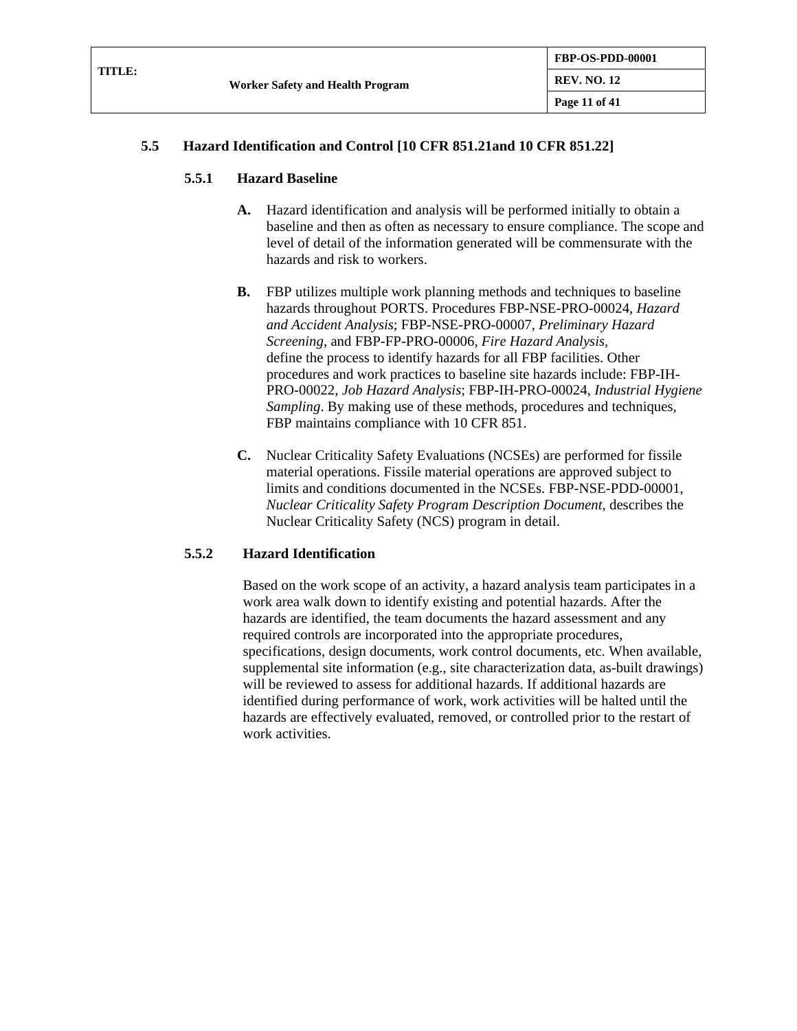## 5.5 Hazard Identification and Control [10 CFR 851.21and 10 CFR 851.22]

### 5.5.1 Hazard Baseline

**A.** Hazard identification and analysis will be performed initially to obtain a baseline and then as often as necessary to ensure compliance. The scope and level of detail of the information generated will be commensurate with the hazards and risk to workers.

**B.** FBP utilizes multiple work planning methods and techniques to baseline hazards throughout PORTS. Procedures FBP-NSE-PRO-00024, *Hazard and Accident Analysis*; FBP-NSE-PRO-00007, *Preliminary Hazard Screening,* and FBP-FP-PRO-00006, *Fire Hazard Analysis,* define the process to identify hazards for all FBP facilities. Other procedures and work practices to baseline site hazards include: FBP-IH-PRO-00022, *Job Hazard Analysis*; FBP-IH-PRO-00024, *Industrial Hygiene Sampling*. By making use of these methods, procedures and techniques, FBP maintains compliance with 10 CFR 851.

**C.** Nuclear Criticality Safety Evaluations (NCSEs) are performed for fissile material operations. Fissile material operations are approved subject to limits and conditions documented in the NCSEs. FBP-NSE-PDD-00001, *Nuclear Criticality Safety Program Description Document*, describes the Nuclear Criticality Safety (NCS) program in detail.

### 5.5.2 Hazard Identification

Based on the work scope of an activity, a hazard analysis team participates in a work area walk down to identify existing and potential hazards. After the hazards are identified, the team documents the hazard assessment and any required controls are incorporated into the appropriate procedures, specifications, design documents, work control documents, etc. When available, supplemental site information (e.g., site characterization data, as-built drawings) will be reviewed to assess for additional hazards. If additional hazards are identified during performance of work, work activities will be halted until the hazards are effectively evaluated, removed, or controlled prior to the restart of work activities.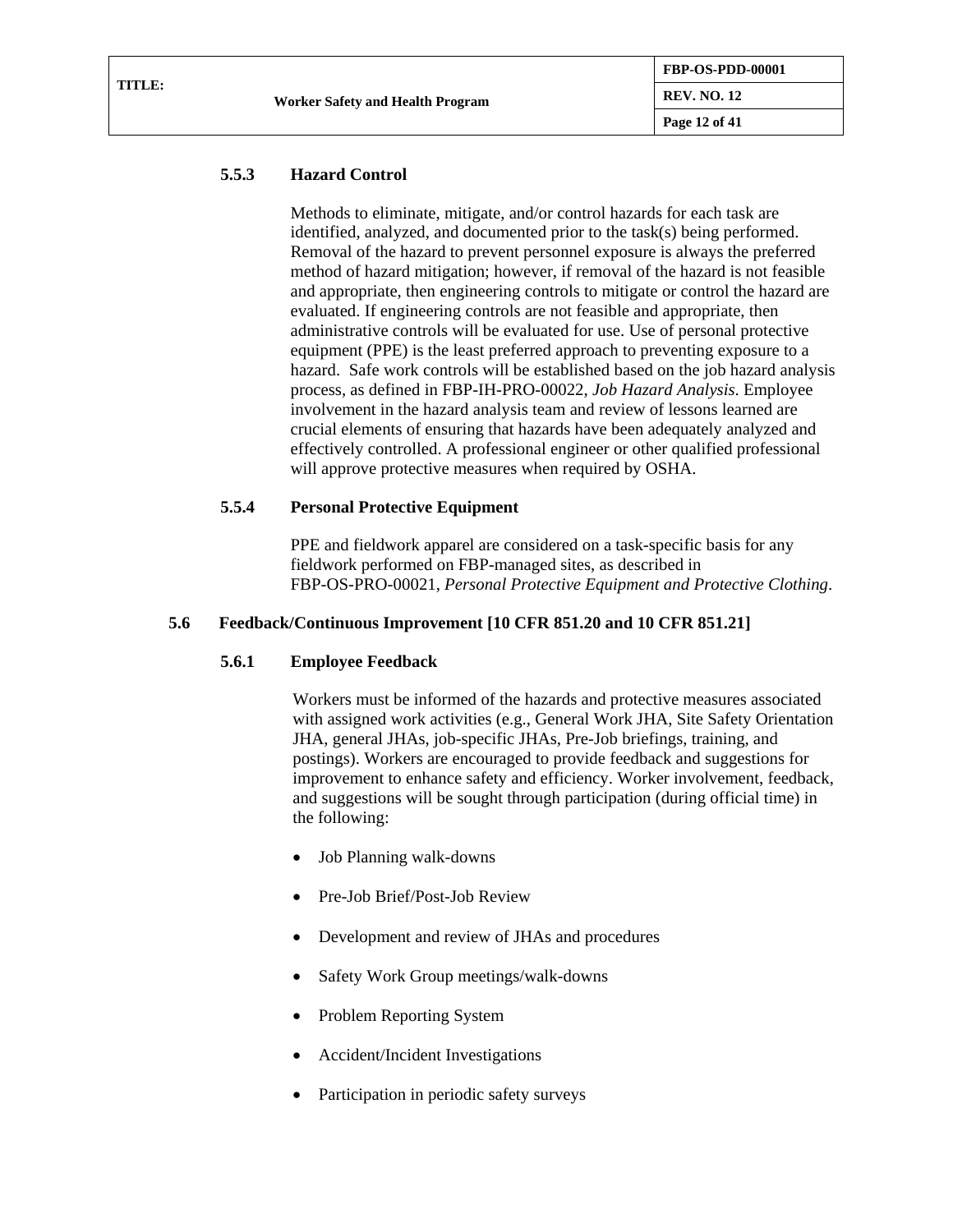#### 5.5.3 Hazard Control

Methods to eliminate, mitigate, and/or control hazards for each task are identified, analyzed, and documented prior to the task(s) being performed. Removal of the hazard to prevent personnel exposure is always the preferred method of hazard mitigation; however, if removal of the hazard is not feasible and appropriate, then engineering controls to mitigate or control the hazard are evaluated. If engineering controls are not feasible and appropriate, then administrative controls will be evaluated for use. Use of personal protective equipment (PPE) is the least preferred approach to preventing exposure to a hazard. Safe work controls will be established based on the job hazard analysis process, as defined in FBP-IH-PRO-00022, *Job Hazard Analysis*. Employee involvement in the hazard analysis team and review of lessons learned are crucial elements of ensuring that hazards have been adequately analyzed and effectively controlled. A professional engineer or other qualified professional will approve protective measures when required by OSHA.

#### 5.5.4 Personal Protective Equipment

PPE and fieldwork apparel are considered on a task-specific basis for any fieldwork performed on FBP-managed sites, as described in FBP-OS-PRO-00021, *Personal Protective Equipment and Protective Clothing*.

### 5.6 Feedback/Continuous Improvement [10 CFR 851.20 and 10 CFR 851.21]

#### 5.6.1 Employee Feedback

Workers must be informed of the hazards and protective measures associated with assigned work activities (e.g., General Work JHA, Site Safety Orientation JHA, general JHAs, job-specific JHAs, Pre-Job briefings, training, and postings). Workers are encouraged to provide feedback and suggestions for improvement to enhance safety and efficiency. Worker involvement, feedback, and suggestions will be sought through participation (during official time) in the following:

- Job Planning walk-downs
- Pre-Job Brief/Post-Job Review
- Development and review of JHAs and procedures
- Safety Work Group meetings/walk-downs
- Problem Reporting System
- Accident/Incident Investigations
- Participation in periodic safety surveys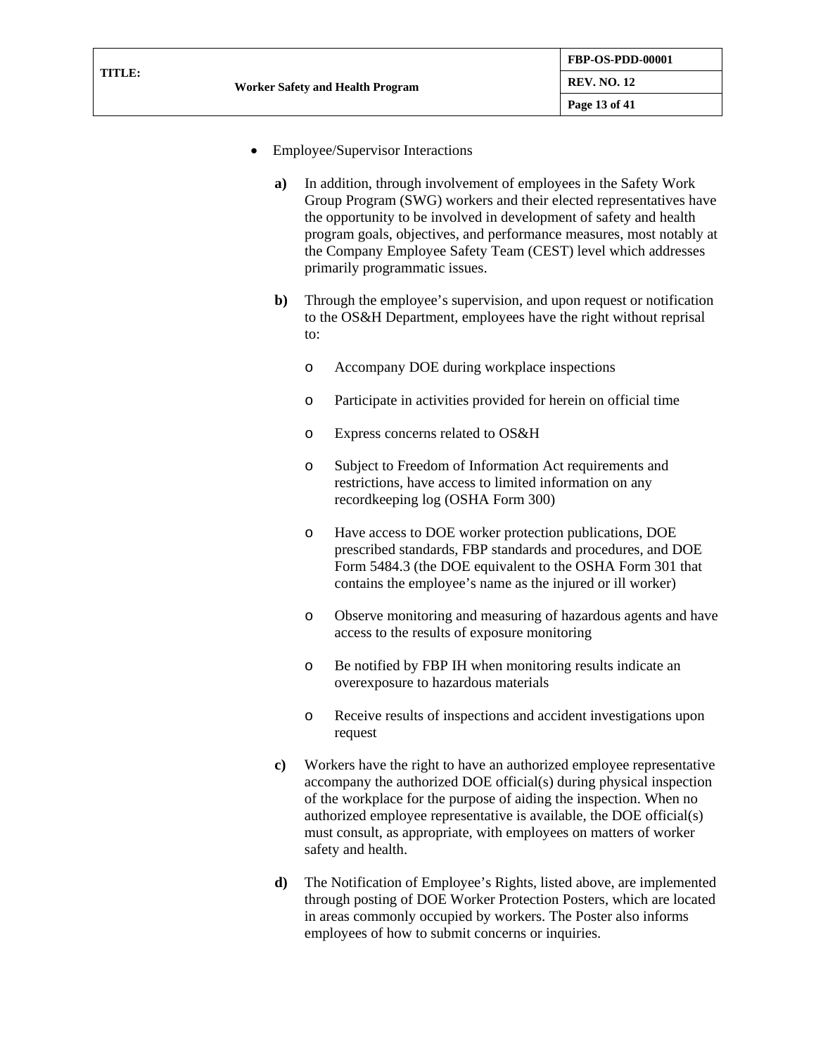- Employee/Supervisor Interactions

  **a)** In addition, through involvement of employees in the Safety Work Group Program (SWG) workers and their elected representatives have the opportunity to be involved in development of safety and health program goals, objectives, and performance measures, most notably at the Company Employee Safety Team (CEST) level which addresses primarily programmatic issues.

  **b)** Through the employee's supervision, and upon request or notification to the OS&H Department, employees have the right without reprisal to:

    - Accompany DOE during workplace inspections
    - Participate in activities provided for herein on official time
    - Express concerns related to OS&H
    - Subject to Freedom of Information Act requirements and restrictions, have access to limited information on any recordkeeping log (OSHA Form 300)
    - Have access to DOE worker protection publications, DOE prescribed standards, FBP standards and procedures, and DOE Form 5484.3 (the DOE equivalent to the OSHA Form 301 that contains the employee's name as the injured or ill worker)
    - Observe monitoring and measuring of hazardous agents and have access to the results of exposure monitoring
    - Be notified by FBP IH when monitoring results indicate an overexposure to hazardous materials
    - Receive results of inspections and accident investigations upon request

  **c)** Workers have the right to have an authorized employee representative accompany the authorized DOE official(s) during physical inspection of the workplace for the purpose of aiding the inspection. When no authorized employee representative is available, the DOE official(s) must consult, as appropriate, with employees on matters of worker safety and health.

  **d)** The Notification of Employee's Rights, listed above, are implemented through posting of DOE Worker Protection Posters, which are located in areas commonly occupied by workers. The Poster also informs employees of how to submit concerns or inquiries.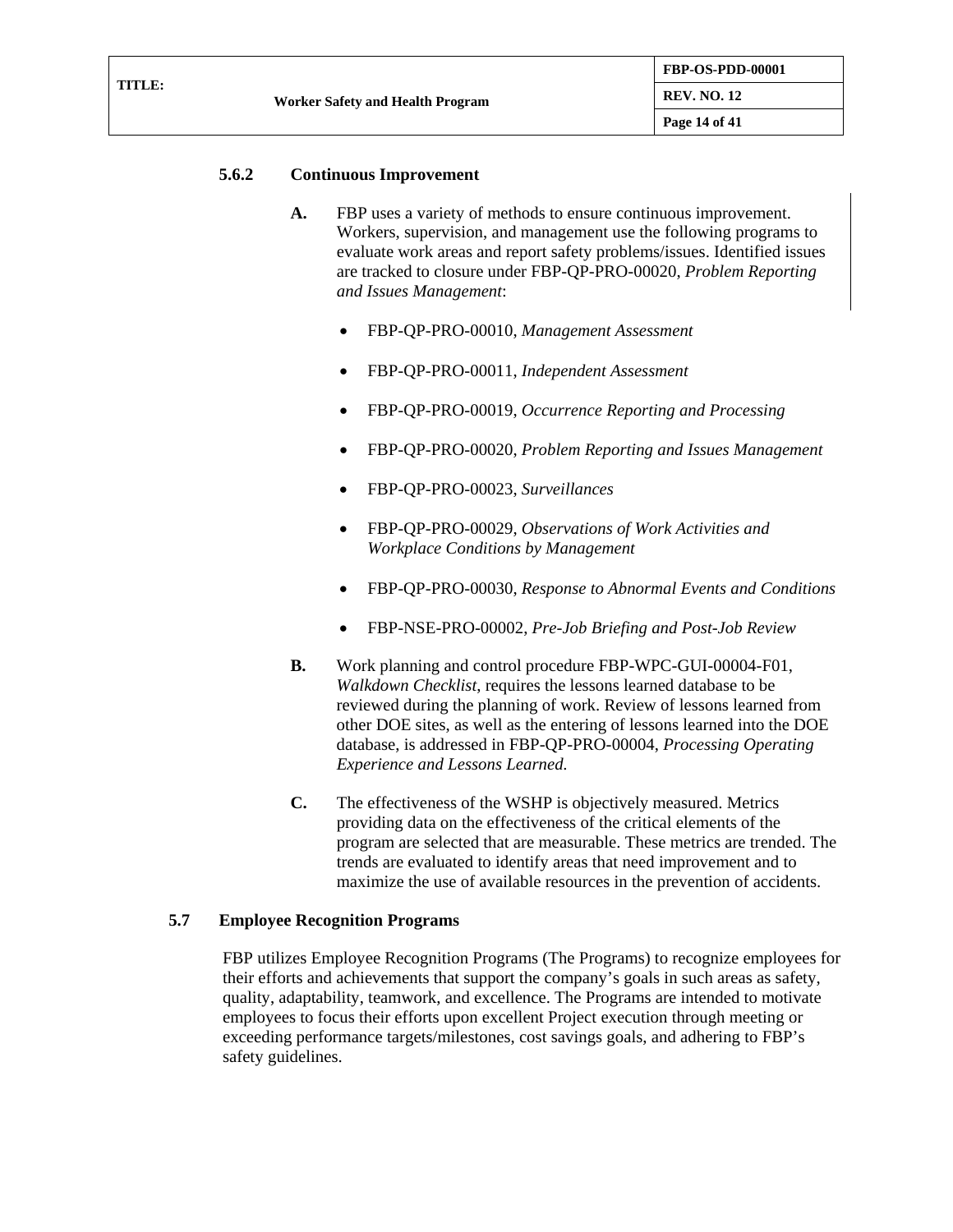### 5.6.2 Continuous Improvement

**A.** FBP uses a variety of methods to ensure continuous improvement. Workers, supervision, and management use the following programs to evaluate work areas and report safety problems/issues. Identified issues are tracked to closure under FBP-QP-PRO-00020, *Problem Reporting and Issues Management*:

- FBP-QP-PRO-00010, *Management Assessment*
- FBP-QP-PRO-00011, *Independent Assessment*
- FBP-QP-PRO-00019, *Occurrence Reporting and Processing*
- FBP-QP-PRO-00020, *Problem Reporting and Issues Management*
- FBP-QP-PRO-00023, *Surveillances*
- FBP-QP-PRO-00029, *Observations of Work Activities and Workplace Conditions by Management*
- FBP-QP-PRO-00030, *Response to Abnormal Events and Conditions*
- FBP-NSE-PRO-00002, *Pre-Job Briefing and Post-Job Review*

**B.** Work planning and control procedure FBP-WPC-GUI-00004-F01, *Walkdown Checklist*, requires the lessons learned database to be reviewed during the planning of work. Review of lessons learned from other DOE sites, as well as the entering of lessons learned into the DOE database, is addressed in FBP-QP-PRO-00004, *Processing Operating Experience and Lessons Learned.*

**C.** The effectiveness of the WSHP is objectively measured. Metrics providing data on the effectiveness of the critical elements of the program are selected that are measurable. These metrics are trended. The trends are evaluated to identify areas that need improvement and to maximize the use of available resources in the prevention of accidents.

## 5.7 Employee Recognition Programs

FBP utilizes Employee Recognition Programs (The Programs) to recognize employees for their efforts and achievements that support the company's goals in such areas as safety, quality, adaptability, teamwork, and excellence. The Programs are intended to motivate employees to focus their efforts upon excellent Project execution through meeting or exceeding performance targets/milestones, cost savings goals, and adhering to FBP's safety guidelines.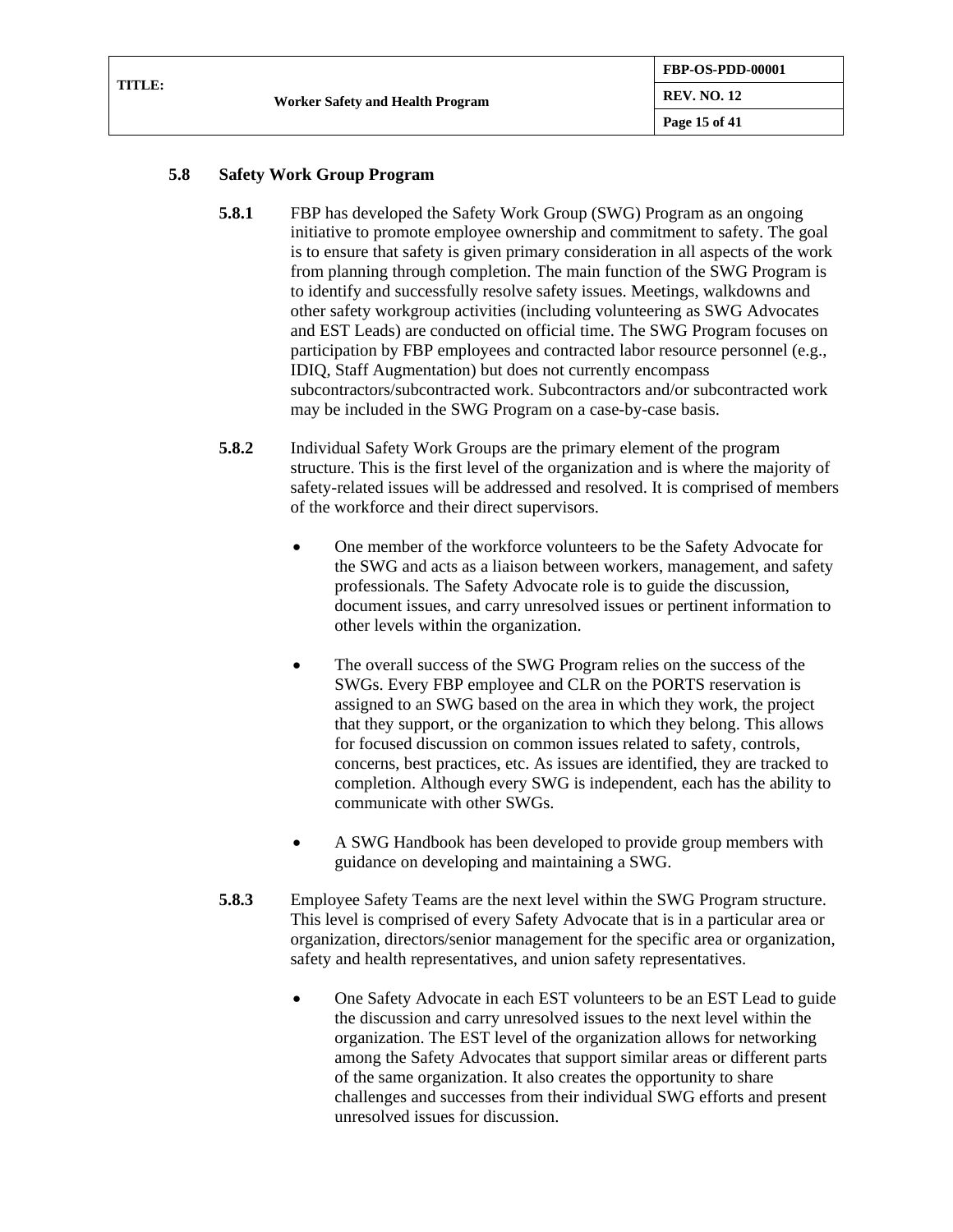## 5.8 Safety Work Group Program

**5.8.1** FBP has developed the Safety Work Group (SWG) Program as an ongoing initiative to promote employee ownership and commitment to safety. The goal is to ensure that safety is given primary consideration in all aspects of the work from planning through completion. The main function of the SWG Program is to identify and successfully resolve safety issues. Meetings, walkdowns and other safety workgroup activities (including volunteering as SWG Advocates and EST Leads) are conducted on official time. The SWG Program focuses on participation by FBP employees and contracted labor resource personnel (e.g., IDIQ, Staff Augmentation) but does not currently encompass subcontractors/subcontracted work. Subcontractors and/or subcontracted work may be included in the SWG Program on a case-by-case basis.

**5.8.2** Individual Safety Work Groups are the primary element of the program structure. This is the first level of the organization and is where the majority of safety-related issues will be addressed and resolved. It is comprised of members of the workforce and their direct supervisors.

- One member of the workforce volunteers to be the Safety Advocate for the SWG and acts as a liaison between workers, management, and safety professionals. The Safety Advocate role is to guide the discussion, document issues, and carry unresolved issues or pertinent information to other levels within the organization.

- The overall success of the SWG Program relies on the success of the SWGs. Every FBP employee and CLR on the PORTS reservation is assigned to an SWG based on the area in which they work, the project that they support, or the organization to which they belong. This allows for focused discussion on common issues related to safety, controls, concerns, best practices, etc. As issues are identified, they are tracked to completion. Although every SWG is independent, each has the ability to communicate with other SWGs.

- A SWG Handbook has been developed to provide group members with guidance on developing and maintaining a SWG.

**5.8.3** Employee Safety Teams are the next level within the SWG Program structure. This level is comprised of every Safety Advocate that is in a particular area or organization, directors/senior management for the specific area or organization, safety and health representatives, and union safety representatives.

- One Safety Advocate in each EST volunteers to be an EST Lead to guide the discussion and carry unresolved issues to the next level within the organization. The EST level of the organization allows for networking among the Safety Advocates that support similar areas or different parts of the same organization. It also creates the opportunity to share challenges and successes from their individual SWG efforts and present unresolved issues for discussion.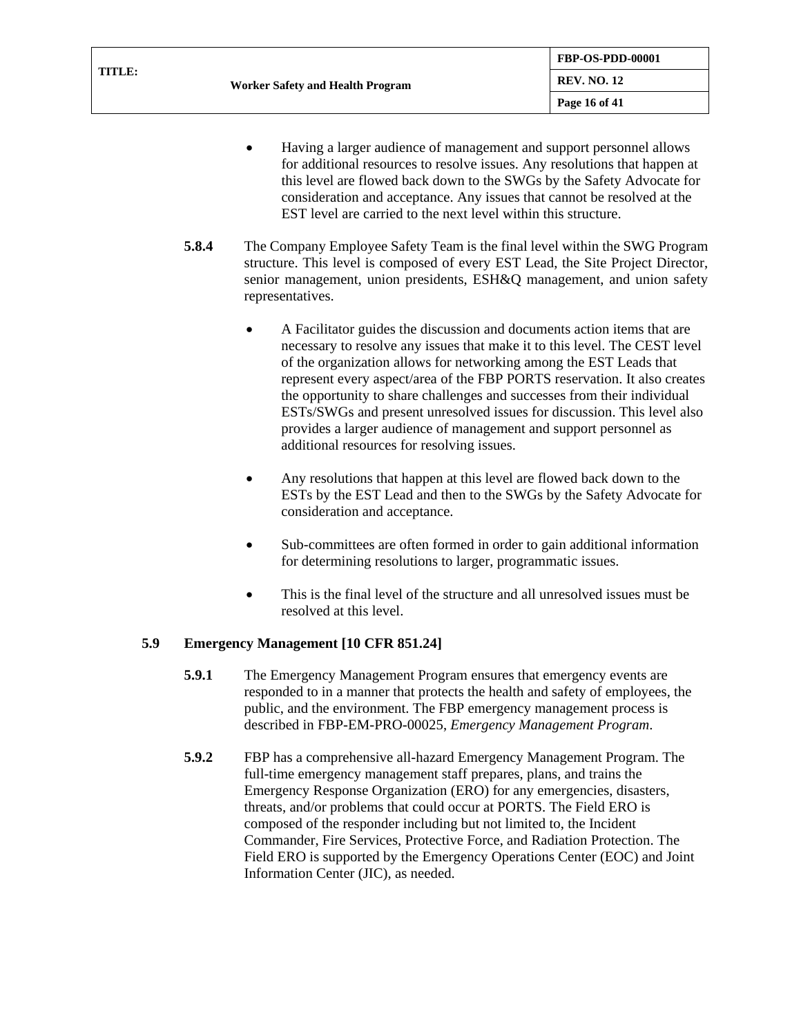- Having a larger audience of management and support personnel allows for additional resources to resolve issues. Any resolutions that happen at this level are flowed back down to the SWGs by the Safety Advocate for consideration and acceptance. Any issues that cannot be resolved at the EST level are carried to the next level within this structure.

**5.8.4** The Company Employee Safety Team is the final level within the SWG Program structure. This level is composed of every EST Lead, the Site Project Director, senior management, union presidents, ESH&Q management, and union safety representatives.

- A Facilitator guides the discussion and documents action items that are necessary to resolve any issues that make it to this level. The CEST level of the organization allows for networking among the EST Leads that represent every aspect/area of the FBP PORTS reservation. It also creates the opportunity to share challenges and successes from their individual ESTs/SWGs and present unresolved issues for discussion. This level also provides a larger audience of management and support personnel as additional resources for resolving issues.

- Any resolutions that happen at this level are flowed back down to the ESTs by the EST Lead and then to the SWGs by the Safety Advocate for consideration and acceptance.

- Sub-committees are often formed in order to gain additional information for determining resolutions to larger, programmatic issues.

- This is the final level of the structure and all unresolved issues must be resolved at this level.

## 5.9 Emergency Management [10 CFR 851.24]

**5.9.1** The Emergency Management Program ensures that emergency events are responded to in a manner that protects the health and safety of employees, the public, and the environment. The FBP emergency management process is described in FBP-EM-PRO-00025, *Emergency Management Program*.

**5.9.2** FBP has a comprehensive all-hazard Emergency Management Program. The full-time emergency management staff prepares, plans, and trains the Emergency Response Organization (ERO) for any emergencies, disasters, threats, and/or problems that could occur at PORTS. The Field ERO is composed of the responder including but not limited to, the Incident Commander, Fire Services, Protective Force, and Radiation Protection. The Field ERO is supported by the Emergency Operations Center (EOC) and Joint Information Center (JIC), as needed.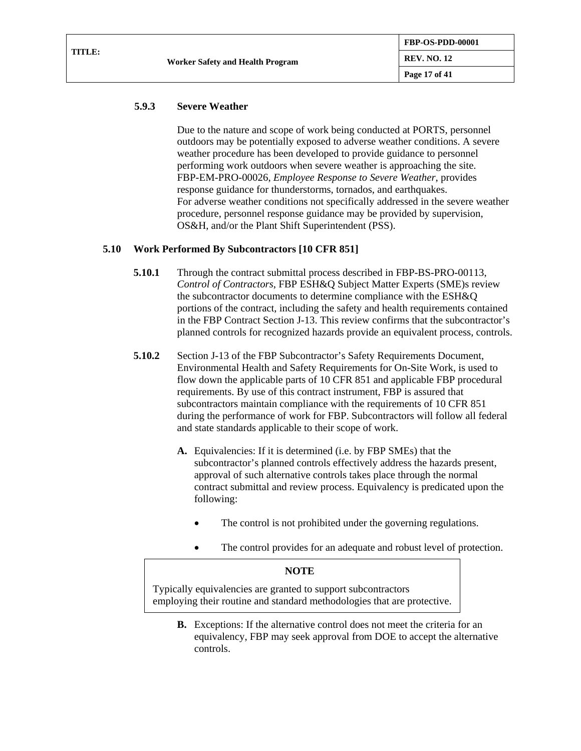#### 5.9.3 Severe Weather

Due to the nature and scope of work being conducted at PORTS, personnel outdoors may be potentially exposed to adverse weather conditions. A severe weather procedure has been developed to provide guidance to personnel performing work outdoors when severe weather is approaching the site. FBP-EM-PRO-00026, *Employee Response to Severe Weather*, provides response guidance for thunderstorms, tornados, and earthquakes. For adverse weather conditions not specifically addressed in the severe weather procedure, personnel response guidance may be provided by supervision, OS&H, and/or the Plant Shift Superintendent (PSS).

### 5.10 Work Performed By Subcontractors [10 CFR 851]

**5.10.1** Through the contract submittal process described in FBP-BS-PRO-00113, *Control of Contractors*, FBP ESH&Q Subject Matter Experts (SME)s review the subcontractor documents to determine compliance with the ESH&Q portions of the contract, including the safety and health requirements contained in the FBP Contract Section J-13. This review confirms that the subcontractor's planned controls for recognized hazards provide an equivalent process, controls.

**5.10.2** Section J-13 of the FBP Subcontractor's Safety Requirements Document, Environmental Health and Safety Requirements for On-Site Work, is used to flow down the applicable parts of 10 CFR 851 and applicable FBP procedural requirements. By use of this contract instrument, FBP is assured that subcontractors maintain compliance with the requirements of 10 CFR 851 during the performance of work for FBP. Subcontractors will follow all federal and state standards applicable to their scope of work.

**A.** Equivalencies: If it is determined (i.e. by FBP SMEs) that the subcontractor's planned controls effectively address the hazards present, approval of such alternative controls takes place through the normal contract submittal and review process. Equivalency is predicated upon the following:

- The control is not prohibited under the governing regulations.
- The control provides for an adequate and robust level of protection.

> **NOTE**
>
> Typically equivalencies are granted to support subcontractors employing their routine and standard methodologies that are protective.

**B.** Exceptions: If the alternative control does not meet the criteria for an equivalency, FBP may seek approval from DOE to accept the alternative controls.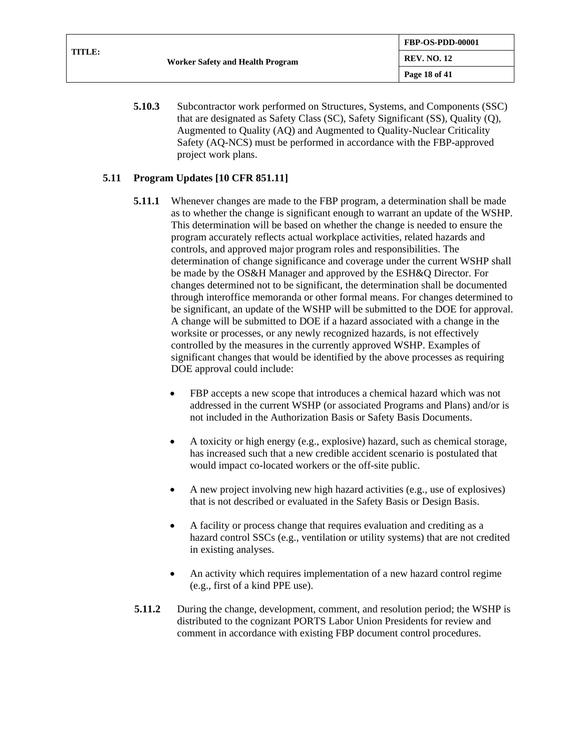**5.10.3** Subcontractor work performed on Structures, Systems, and Components (SSC) that are designated as Safety Class (SC), Safety Significant (SS), Quality (Q), Augmented to Quality (AQ) and Augmented to Quality-Nuclear Criticality Safety (AQ-NCS) must be performed in accordance with the FBP-approved project work plans.

## 5.11 Program Updates [10 CFR 851.11]

**5.11.1** Whenever changes are made to the FBP program, a determination shall be made as to whether the change is significant enough to warrant an update of the WSHP. This determination will be based on whether the change is needed to ensure the program accurately reflects actual workplace activities, related hazards and controls, and approved major program roles and responsibilities. The determination of change significance and coverage under the current WSHP shall be made by the OS&H Manager and approved by the ESH&Q Director. For changes determined not to be significant, the determination shall be documented through interoffice memoranda or other formal means. For changes determined to be significant, an update of the WSHP will be submitted to the DOE for approval. A change will be submitted to DOE if a hazard associated with a change in the worksite or processes, or any newly recognized hazards, is not effectively controlled by the measures in the currently approved WSHP. Examples of significant changes that would be identified by the above processes as requiring DOE approval could include:

- FBP accepts a new scope that introduces a chemical hazard which was not addressed in the current WSHP (or associated Programs and Plans) and/or is not included in the Authorization Basis or Safety Basis Documents.
- A toxicity or high energy (e.g., explosive) hazard, such as chemical storage, has increased such that a new credible accident scenario is postulated that would impact co-located workers or the off-site public.
- A new project involving new high hazard activities (e.g., use of explosives) that is not described or evaluated in the Safety Basis or Design Basis.
- A facility or process change that requires evaluation and crediting as a hazard control SSCs (e.g., ventilation or utility systems) that are not credited in existing analyses.
- An activity which requires implementation of a new hazard control regime (e.g., first of a kind PPE use).

**5.11.2** During the change, development, comment, and resolution period; the WSHP is distributed to the cognizant PORTS Labor Union Presidents for review and comment in accordance with existing FBP document control procedures.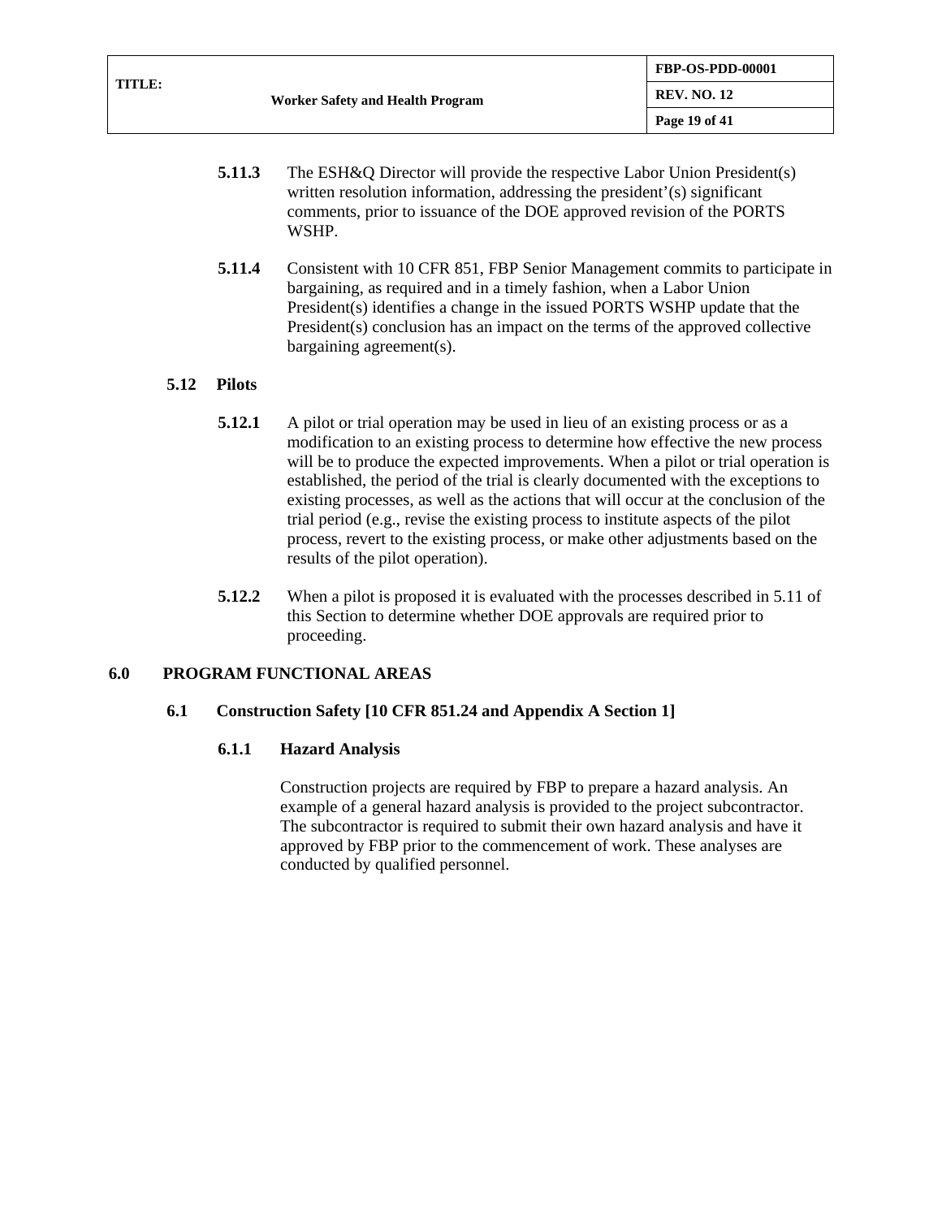**5.11.3** The ESH&Q Director will provide the respective Labor Union President(s) written resolution information, addressing the president'(s) significant comments, prior to issuance of the DOE approved revision of the PORTS WSHP.

**5.11.4** Consistent with 10 CFR 851, FBP Senior Management commits to participate in bargaining, as required and in a timely fashion, when a Labor Union President(s) identifies a change in the issued PORTS WSHP update that the President(s) conclusion has an impact on the terms of the approved collective bargaining agreement(s).

### 5.12 Pilots

**5.12.1** A pilot or trial operation may be used in lieu of an existing process or as a modification to an existing process to determine how effective the new process will be to produce the expected improvements. When a pilot or trial operation is established, the period of the trial is clearly documented with the exceptions to existing processes, as well as the actions that will occur at the conclusion of the trial period (e.g., revise the existing process to institute aspects of the pilot process, revert to the existing process, or make other adjustments based on the results of the pilot operation).

**5.12.2** When a pilot is proposed it is evaluated with the processes described in 5.11 of this Section to determine whether DOE approvals are required prior to proceeding.

## 6.0 PROGRAM FUNCTIONAL AREAS

### 6.1 Construction Safety [10 CFR 851.24 and Appendix A Section 1]

#### 6.1.1 Hazard Analysis

Construction projects are required by FBP to prepare a hazard analysis. An example of a general hazard analysis is provided to the project subcontractor. The subcontractor is required to submit their own hazard analysis and have it approved by FBP prior to the commencement of work. These analyses are conducted by qualified personnel.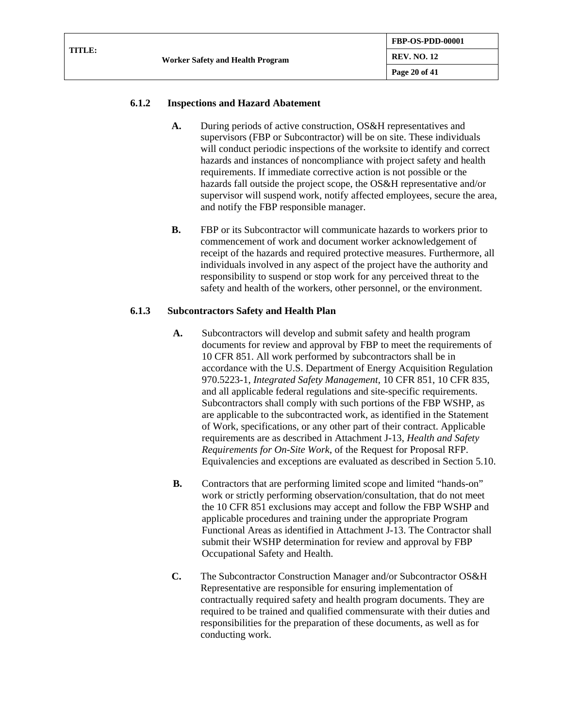### 6.1.2 Inspections and Hazard Abatement

**A.** During periods of active construction, OS&H representatives and supervisors (FBP or Subcontractor) will be on site. These individuals will conduct periodic inspections of the worksite to identify and correct hazards and instances of noncompliance with project safety and health requirements. If immediate corrective action is not possible or the hazards fall outside the project scope, the OS&H representative and/or supervisor will suspend work, notify affected employees, secure the area, and notify the FBP responsible manager.

**B.** FBP or its Subcontractor will communicate hazards to workers prior to commencement of work and document worker acknowledgement of receipt of the hazards and required protective measures. Furthermore, all individuals involved in any aspect of the project have the authority and responsibility to suspend or stop work for any perceived threat to the safety and health of the workers, other personnel, or the environment.

### 6.1.3 Subcontractors Safety and Health Plan

**A.** Subcontractors will develop and submit safety and health program documents for review and approval by FBP to meet the requirements of 10 CFR 851. All work performed by subcontractors shall be in accordance with the U.S. Department of Energy Acquisition Regulation 970.5223-1, *Integrated Safety Management*, 10 CFR 851, 10 CFR 835, and all applicable federal regulations and site-specific requirements. Subcontractors shall comply with such portions of the FBP WSHP, as are applicable to the subcontracted work, as identified in the Statement of Work, specifications, or any other part of their contract. Applicable requirements are as described in Attachment J-13, *Health and Safety Requirements for On-Site Work*, of the Request for Proposal RFP. Equivalencies and exceptions are evaluated as described in Section 5.10.

**B.** Contractors that are performing limited scope and limited "hands-on" work or strictly performing observation/consultation, that do not meet the 10 CFR 851 exclusions may accept and follow the FBP WSHP and applicable procedures and training under the appropriate Program Functional Areas as identified in Attachment J-13. The Contractor shall submit their WSHP determination for review and approval by FBP Occupational Safety and Health.

**C.** The Subcontractor Construction Manager and/or Subcontractor OS&H Representative are responsible for ensuring implementation of contractually required safety and health program documents. They are required to be trained and qualified commensurate with their duties and responsibilities for the preparation of these documents, as well as for conducting work.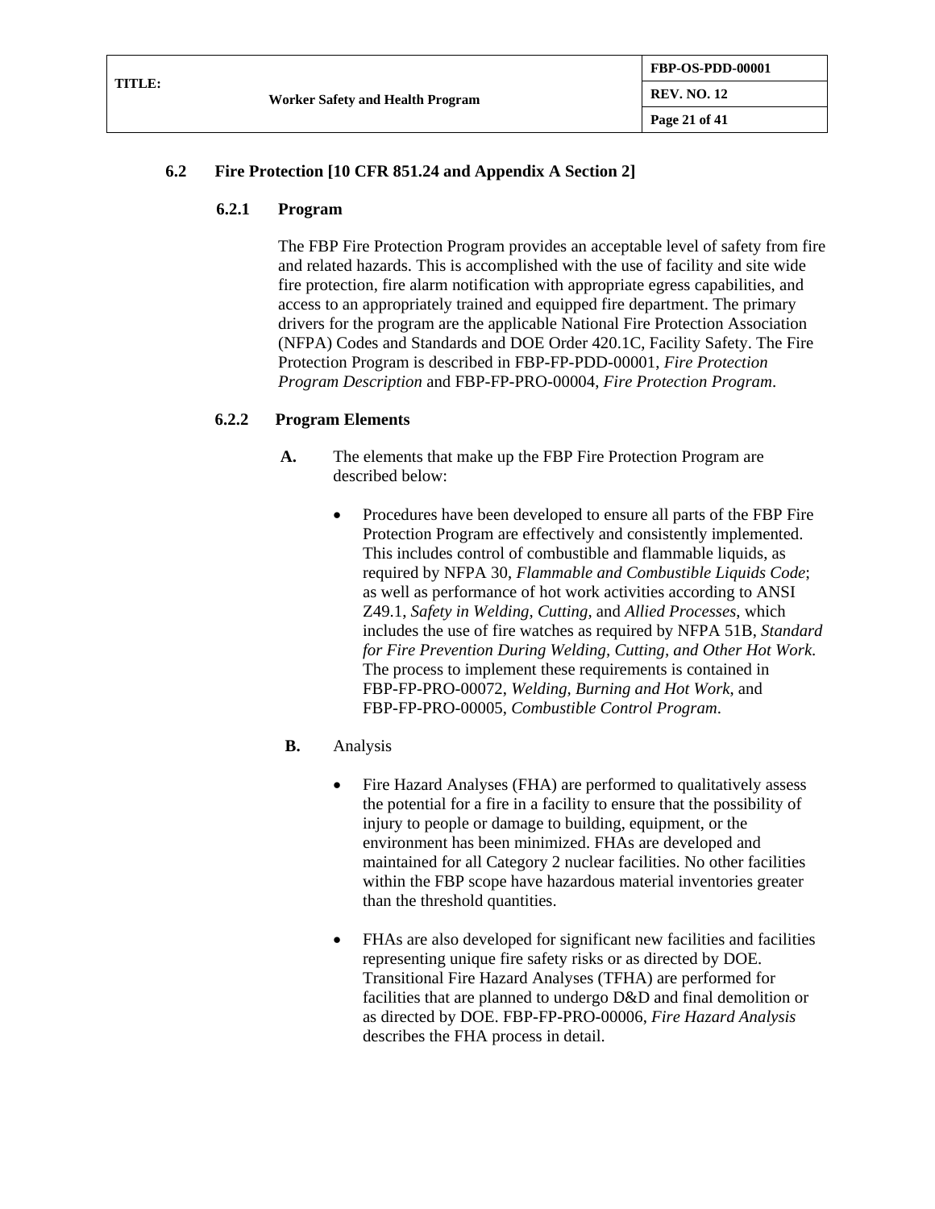## 6.2 Fire Protection [10 CFR 851.24 and Appendix A Section 2]

### 6.2.1 Program

The FBP Fire Protection Program provides an acceptable level of safety from fire and related hazards. This is accomplished with the use of facility and site wide fire protection, fire alarm notification with appropriate egress capabilities, and access to an appropriately trained and equipped fire department. The primary drivers for the program are the applicable National Fire Protection Association (NFPA) Codes and Standards and DOE Order 420.1C, Facility Safety. The Fire Protection Program is described in FBP-FP-PDD-00001, *Fire Protection Program Description* and FBP-FP-PRO-00004, *Fire Protection Program*.

### 6.2.2 Program Elements

**A.** The elements that make up the FBP Fire Protection Program are described below:

- Procedures have been developed to ensure all parts of the FBP Fire Protection Program are effectively and consistently implemented. This includes control of combustible and flammable liquids, as required by NFPA 30, *Flammable and Combustible Liquids Code*; as well as performance of hot work activities according to ANSI Z49.1, *Safety in Welding, Cutting,* and *Allied Processes*, which includes the use of fire watches as required by NFPA 51B, *Standard for Fire Prevention During Welding, Cutting, and Other Hot Work.* The process to implement these requirements is contained in FBP-FP-PRO-00072, *Welding, Burning and Hot Work*, and FBP-FP-PRO-00005, *Combustible Control Program*.

**B.** Analysis

- Fire Hazard Analyses (FHA) are performed to qualitatively assess the potential for a fire in a facility to ensure that the possibility of injury to people or damage to building, equipment, or the environment has been minimized. FHAs are developed and maintained for all Category 2 nuclear facilities. No other facilities within the FBP scope have hazardous material inventories greater than the threshold quantities.

- FHAs are also developed for significant new facilities and facilities representing unique fire safety risks or as directed by DOE. Transitional Fire Hazard Analyses (TFHA) are performed for facilities that are planned to undergo D&D and final demolition or as directed by DOE. FBP-FP-PRO-00006, *Fire Hazard Analysis* describes the FHA process in detail.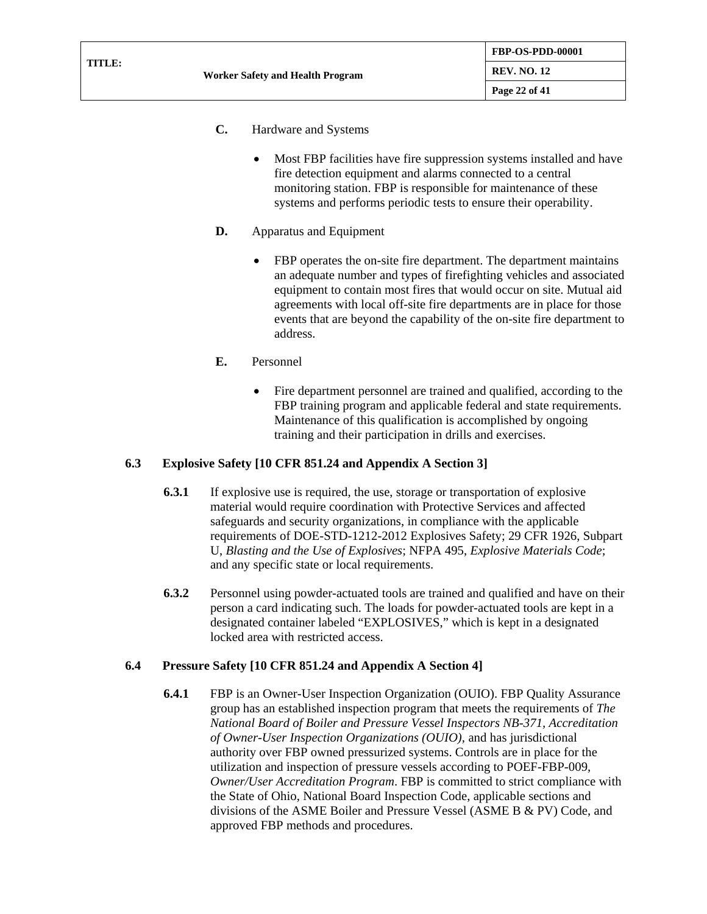**C.** Hardware and Systems

- Most FBP facilities have fire suppression systems installed and have fire detection equipment and alarms connected to a central monitoring station. FBP is responsible for maintenance of these systems and performs periodic tests to ensure their operability.

**D.** Apparatus and Equipment

- FBP operates the on-site fire department. The department maintains an adequate number and types of firefighting vehicles and associated equipment to contain most fires that would occur on site. Mutual aid agreements with local off-site fire departments are in place for those events that are beyond the capability of the on-site fire department to address.

**E.** Personnel

- Fire department personnel are trained and qualified, according to the FBP training program and applicable federal and state requirements. Maintenance of this qualification is accomplished by ongoing training and their participation in drills and exercises.

### 6.3 Explosive Safety [10 CFR 851.24 and Appendix A Section 3]

**6.3.1** If explosive use is required, the use, storage or transportation of explosive material would require coordination with Protective Services and affected safeguards and security organizations, in compliance with the applicable requirements of DOE-STD-1212-2012 Explosives Safety; 29 CFR 1926, Subpart U, *Blasting and the Use of Explosives*; NFPA 495, *Explosive Materials Code*; and any specific state or local requirements.

**6.3.2** Personnel using powder-actuated tools are trained and qualified and have on their person a card indicating such. The loads for powder-actuated tools are kept in a designated container labeled "EXPLOSIVES," which is kept in a designated locked area with restricted access.

### 6.4 Pressure Safety [10 CFR 851.24 and Appendix A Section 4]

**6.4.1** FBP is an Owner-User Inspection Organization (OUIO). FBP Quality Assurance group has an established inspection program that meets the requirements of *The National Board of Boiler and Pressure Vessel Inspectors NB-371, Accreditation of Owner-User Inspection Organizations (OUIO)*, and has jurisdictional authority over FBP owned pressurized systems. Controls are in place for the utilization and inspection of pressure vessels according to POEF-FBP-009, *Owner/User Accreditation Program*. FBP is committed to strict compliance with the State of Ohio, National Board Inspection Code, applicable sections and divisions of the ASME Boiler and Pressure Vessel (ASME B & PV) Code, and approved FBP methods and procedures.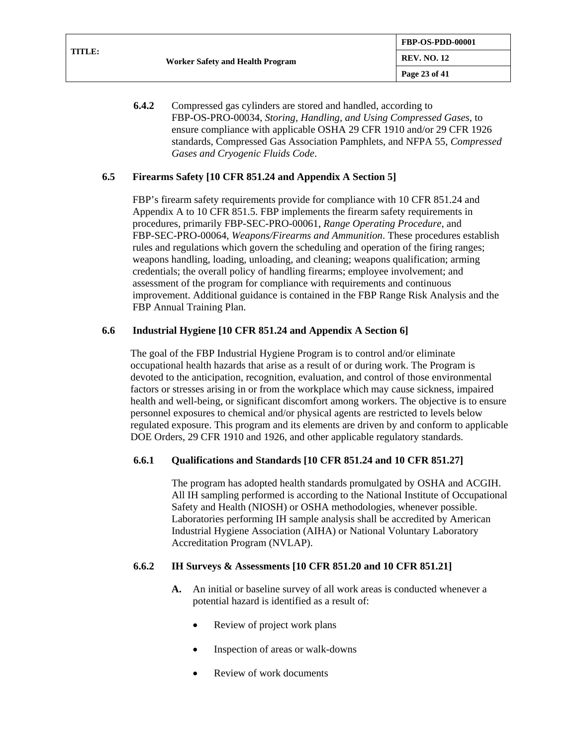**6.4.2** Compressed gas cylinders are stored and handled, according to FBP-OS-PRO-00034, *Storing, Handling, and Using Compressed Gases*, to ensure compliance with applicable OSHA 29 CFR 1910 and/or 29 CFR 1926 standards, Compressed Gas Association Pamphlets, and NFPA 55, *Compressed Gases and Cryogenic Fluids Code*.

## 6.5 Firearms Safety [10 CFR 851.24 and Appendix A Section 5]

FBP's firearm safety requirements provide for compliance with 10 CFR 851.24 and Appendix A to 10 CFR 851.5. FBP implements the firearm safety requirements in procedures, primarily FBP-SEC-PRO-00061, *Range Operating Procedure*, and FBP-SEC-PRO-00064, *Weapons/Firearms and Ammunition*. These procedures establish rules and regulations which govern the scheduling and operation of the firing ranges; weapons handling, loading, unloading, and cleaning; weapons qualification; arming credentials; the overall policy of handling firearms; employee involvement; and assessment of the program for compliance with requirements and continuous improvement. Additional guidance is contained in the FBP Range Risk Analysis and the FBP Annual Training Plan.

## 6.6 Industrial Hygiene [10 CFR 851.24 and Appendix A Section 6]

The goal of the FBP Industrial Hygiene Program is to control and/or eliminate occupational health hazards that arise as a result of or during work. The Program is devoted to the anticipation, recognition, evaluation, and control of those environmental factors or stresses arising in or from the workplace which may cause sickness, impaired health and well-being, or significant discomfort among workers. The objective is to ensure personnel exposures to chemical and/or physical agents are restricted to levels below regulated exposure. This program and its elements are driven by and conform to applicable DOE Orders, 29 CFR 1910 and 1926, and other applicable regulatory standards.

### 6.6.1 Qualifications and Standards [10 CFR 851.24 and 10 CFR 851.27]

The program has adopted health standards promulgated by OSHA and ACGIH. All IH sampling performed is according to the National Institute of Occupational Safety and Health (NIOSH) or OSHA methodologies, whenever possible. Laboratories performing IH sample analysis shall be accredited by American Industrial Hygiene Association (AIHA) or National Voluntary Laboratory Accreditation Program (NVLAP).

### 6.6.2 IH Surveys & Assessments [10 CFR 851.20 and 10 CFR 851.21]

**A.** An initial or baseline survey of all work areas is conducted whenever a potential hazard is identified as a result of:

- Review of project work plans
- Inspection of areas or walk-downs
- Review of work documents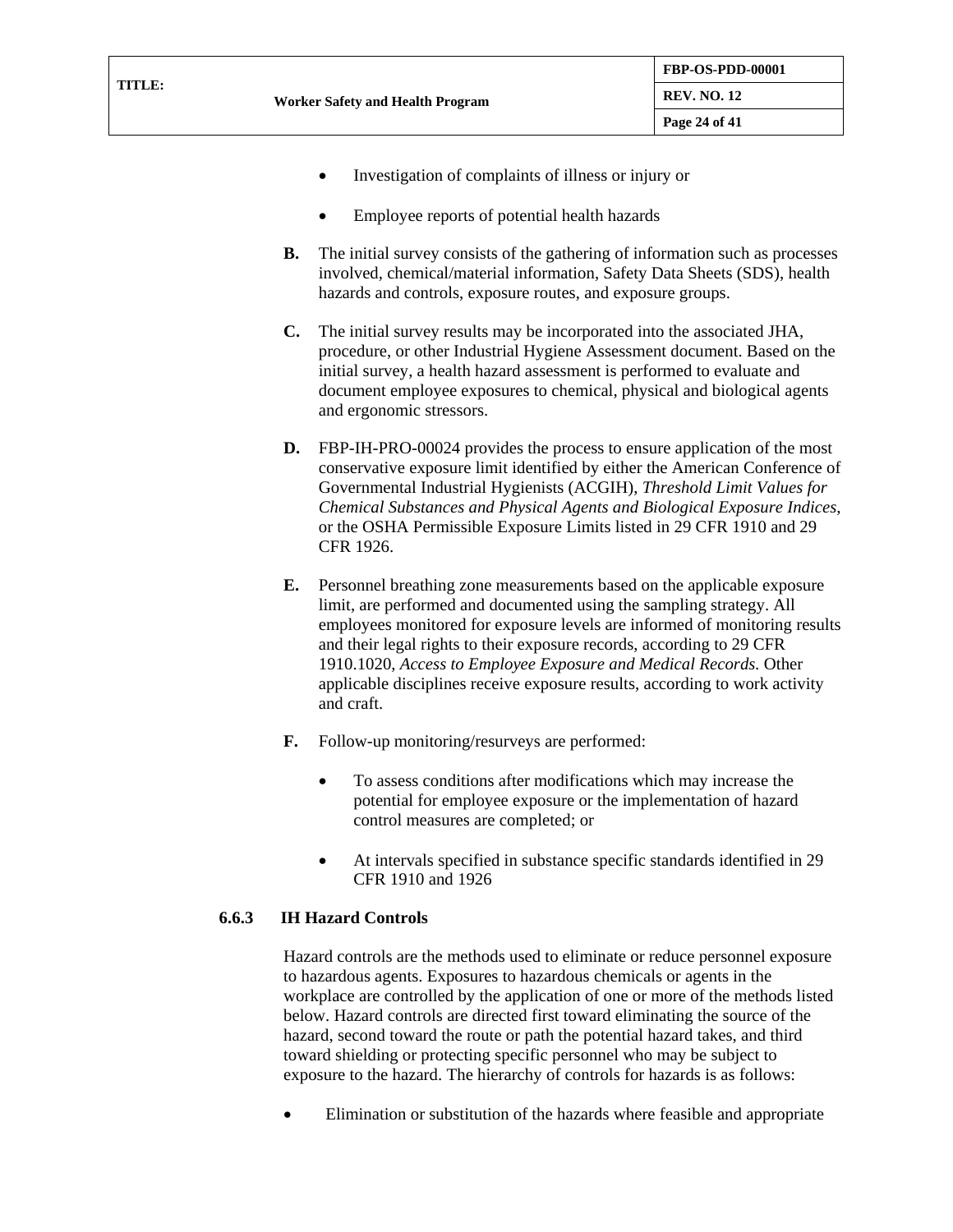- Investigation of complaints of illness or injury or
- Employee reports of potential health hazards

**B.** The initial survey consists of the gathering of information such as processes involved, chemical/material information, Safety Data Sheets (SDS), health hazards and controls, exposure routes, and exposure groups.

**C.** The initial survey results may be incorporated into the associated JHA, procedure, or other Industrial Hygiene Assessment document. Based on the initial survey, a health hazard assessment is performed to evaluate and document employee exposures to chemical, physical and biological agents and ergonomic stressors.

**D.** FBP-IH-PRO-00024 provides the process to ensure application of the most conservative exposure limit identified by either the American Conference of Governmental Industrial Hygienists (ACGIH), *Threshold Limit Values for Chemical Substances and Physical Agents and Biological Exposure Indices*, or the OSHA Permissible Exposure Limits listed in 29 CFR 1910 and 29 CFR 1926.

**E.** Personnel breathing zone measurements based on the applicable exposure limit, are performed and documented using the sampling strategy. All employees monitored for exposure levels are informed of monitoring results and their legal rights to their exposure records, according to 29 CFR 1910.1020, *Access to Employee Exposure and Medical Records.* Other applicable disciplines receive exposure results, according to work activity and craft.

**F.** Follow-up monitoring/resurveys are performed:

- To assess conditions after modifications which may increase the potential for employee exposure or the implementation of hazard control measures are completed; or
- At intervals specified in substance specific standards identified in 29 CFR 1910 and 1926

### 6.6.3 IH Hazard Controls

Hazard controls are the methods used to eliminate or reduce personnel exposure to hazardous agents. Exposures to hazardous chemicals or agents in the workplace are controlled by the application of one or more of the methods listed below. Hazard controls are directed first toward eliminating the source of the hazard, second toward the route or path the potential hazard takes, and third toward shielding or protecting specific personnel who may be subject to exposure to the hazard. The hierarchy of controls for hazards is as follows:

- Elimination or substitution of the hazards where feasible and appropriate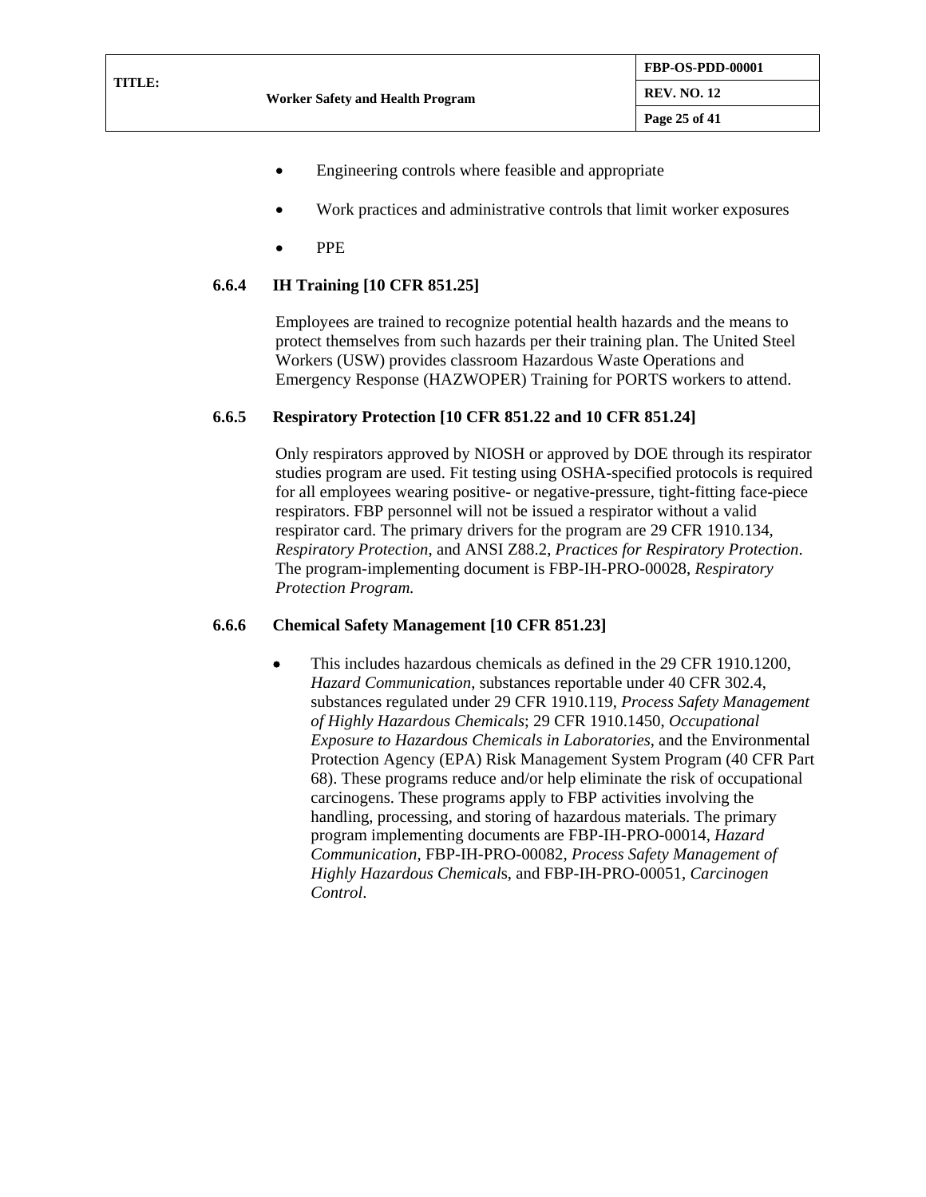- Engineering controls where feasible and appropriate
- Work practices and administrative controls that limit worker exposures
- PPE

### 6.6.4 IH Training [10 CFR 851.25]

Employees are trained to recognize potential health hazards and the means to protect themselves from such hazards per their training plan. The United Steel Workers (USW) provides classroom Hazardous Waste Operations and Emergency Response (HAZWOPER) Training for PORTS workers to attend.

### 6.6.5 Respiratory Protection [10 CFR 851.22 and 10 CFR 851.24]

Only respirators approved by NIOSH or approved by DOE through its respirator studies program are used. Fit testing using OSHA-specified protocols is required for all employees wearing positive- or negative-pressure, tight-fitting face-piece respirators. FBP personnel will not be issued a respirator without a valid respirator card. The primary drivers for the program are 29 CFR 1910.134, *Respiratory Protection*, and ANSI Z88.2, *Practices for Respiratory Protection*. The program-implementing document is FBP-IH-PRO-00028, *Respiratory Protection Program.*

### 6.6.6 Chemical Safety Management [10 CFR 851.23]

- This includes hazardous chemicals as defined in the 29 CFR 1910.1200, *Hazard Communication*, substances reportable under 40 CFR 302.4, substances regulated under 29 CFR 1910.119, *Process Safety Management of Highly Hazardous Chemicals*; 29 CFR 1910.1450, *Occupational Exposure to Hazardous Chemicals in Laboratories*, and the Environmental Protection Agency (EPA) Risk Management System Program (40 CFR Part 68). These programs reduce and/or help eliminate the risk of occupational carcinogens. These programs apply to FBP activities involving the handling, processing, and storing of hazardous materials. The primary program implementing documents are FBP-IH-PRO-00014, *Hazard Communication*, FBP-IH-PRO-00082, *Process Safety Management of Highly Hazardous Chemical*s, and FBP-IH-PRO-00051, *Carcinogen Control*.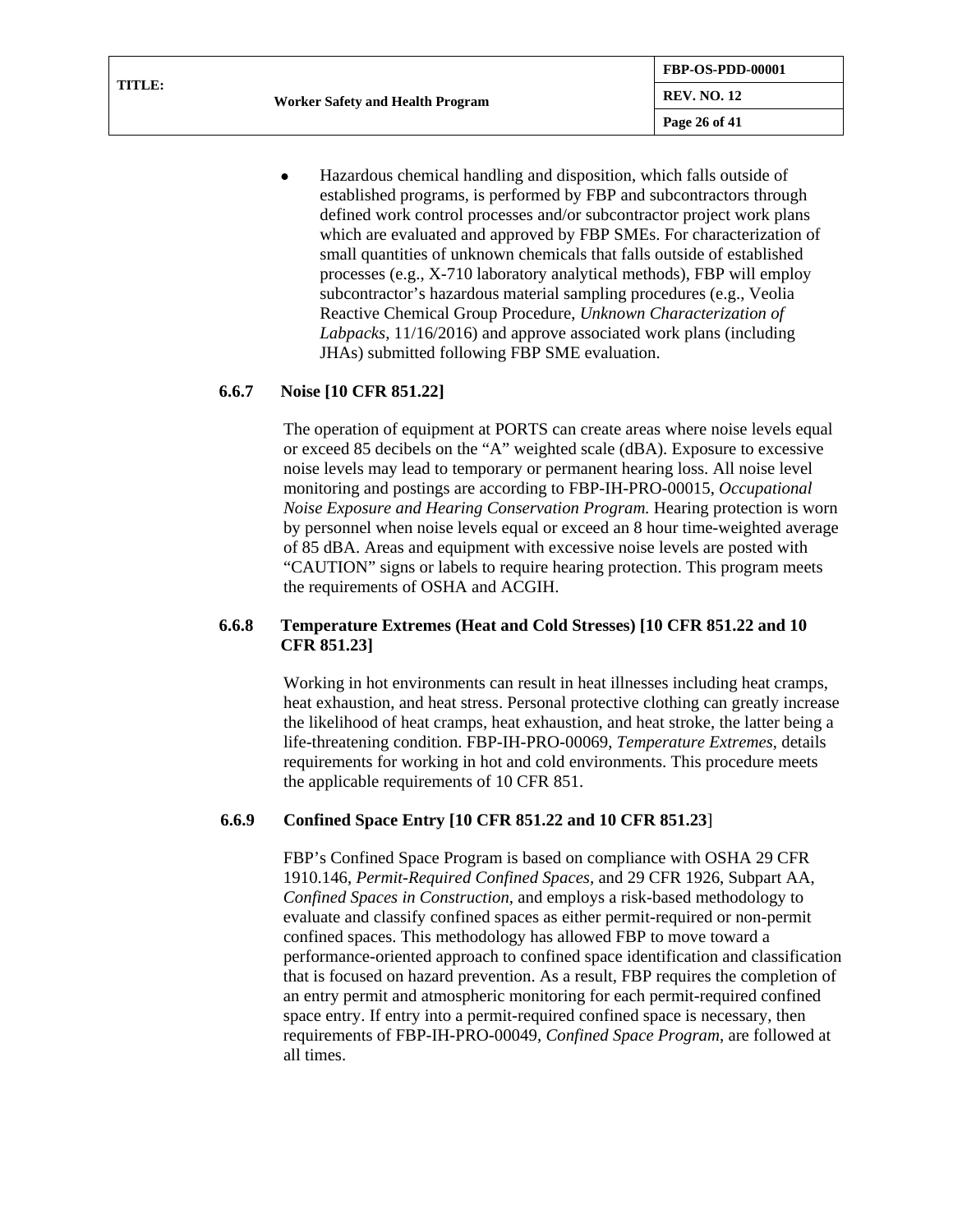- Hazardous chemical handling and disposition, which falls outside of established programs, is performed by FBP and subcontractors through defined work control processes and/or subcontractor project work plans which are evaluated and approved by FBP SMEs. For characterization of small quantities of unknown chemicals that falls outside of established processes (e.g., X-710 laboratory analytical methods), FBP will employ subcontractor's hazardous material sampling procedures (e.g., Veolia Reactive Chemical Group Procedure, *Unknown Characterization of Labpacks*, 11/16/2016) and approve associated work plans (including JHAs) submitted following FBP SME evaluation.

#### 6.6.7 Noise [10 CFR 851.22]

The operation of equipment at PORTS can create areas where noise levels equal or exceed 85 decibels on the "A" weighted scale (dBA). Exposure to excessive noise levels may lead to temporary or permanent hearing loss. All noise level monitoring and postings are according to FBP-IH-PRO-00015, *Occupational Noise Exposure and Hearing Conservation Program.* Hearing protection is worn by personnel when noise levels equal or exceed an 8 hour time-weighted average of 85 dBA. Areas and equipment with excessive noise levels are posted with "CAUTION" signs or labels to require hearing protection. This program meets the requirements of OSHA and ACGIH.

#### 6.6.8 Temperature Extremes (Heat and Cold Stresses) [10 CFR 851.22 and 10 CFR 851.23]

Working in hot environments can result in heat illnesses including heat cramps, heat exhaustion, and heat stress. Personal protective clothing can greatly increase the likelihood of heat cramps, heat exhaustion, and heat stroke, the latter being a life-threatening condition. FBP-IH-PRO-00069, *Temperature Extremes*, details requirements for working in hot and cold environments. This procedure meets the applicable requirements of 10 CFR 851.

#### 6.6.9 Confined Space Entry [10 CFR 851.22 and 10 CFR 851.23]

FBP's Confined Space Program is based on compliance with OSHA 29 CFR 1910.146, *Permit-Required Confined Spaces*, and 29 CFR 1926, Subpart AA, *Confined Spaces in Construction,* and employs a risk-based methodology to evaluate and classify confined spaces as either permit-required or non-permit confined spaces. This methodology has allowed FBP to move toward a performance-oriented approach to confined space identification and classification that is focused on hazard prevention. As a result, FBP requires the completion of an entry permit and atmospheric monitoring for each permit-required confined space entry. If entry into a permit-required confined space is necessary, then requirements of FBP-IH-PRO-00049, *Confined Space Program*, are followed at all times.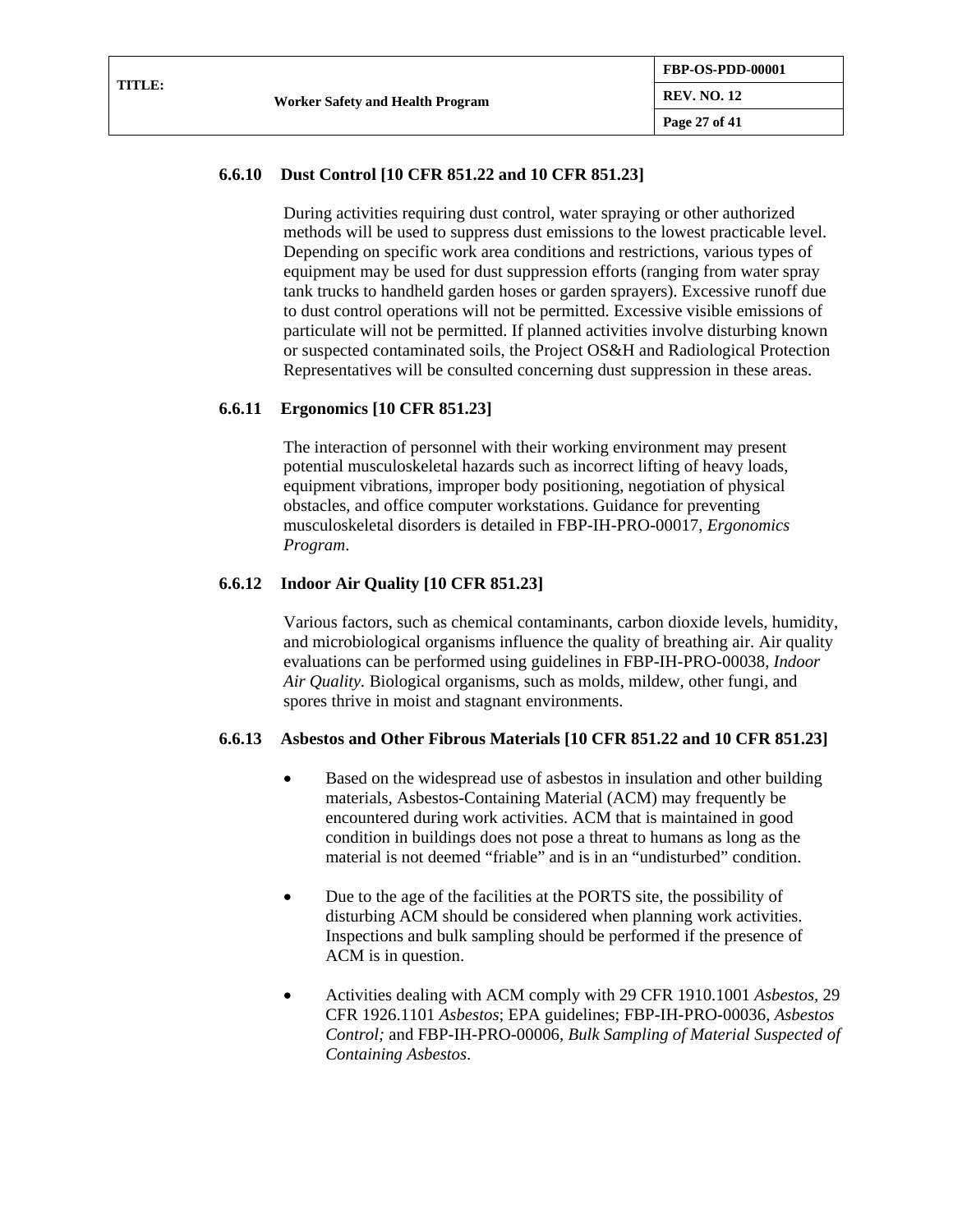#### 6.6.10 Dust Control [10 CFR 851.22 and 10 CFR 851.23]

During activities requiring dust control, water spraying or other authorized methods will be used to suppress dust emissions to the lowest practicable level. Depending on specific work area conditions and restrictions, various types of equipment may be used for dust suppression efforts (ranging from water spray tank trucks to handheld garden hoses or garden sprayers). Excessive runoff due to dust control operations will not be permitted. Excessive visible emissions of particulate will not be permitted. If planned activities involve disturbing known or suspected contaminated soils, the Project OS&H and Radiological Protection Representatives will be consulted concerning dust suppression in these areas.

#### 6.6.11 Ergonomics [10 CFR 851.23]

The interaction of personnel with their working environment may present potential musculoskeletal hazards such as incorrect lifting of heavy loads, equipment vibrations, improper body positioning, negotiation of physical obstacles, and office computer workstations. Guidance for preventing musculoskeletal disorders is detailed in FBP-IH-PRO-00017, *Ergonomics Program*.

#### 6.6.12 Indoor Air Quality [10 CFR 851.23]

Various factors, such as chemical contaminants, carbon dioxide levels, humidity, and microbiological organisms influence the quality of breathing air. Air quality evaluations can be performed using guidelines in FBP-IH-PRO-00038, *Indoor Air Quality*. Biological organisms, such as molds, mildew, other fungi, and spores thrive in moist and stagnant environments.

#### 6.6.13 Asbestos and Other Fibrous Materials [10 CFR 851.22 and 10 CFR 851.23]

- Based on the widespread use of asbestos in insulation and other building materials, Asbestos-Containing Material (ACM) may frequently be encountered during work activities. ACM that is maintained in good condition in buildings does not pose a threat to humans as long as the material is not deemed "friable" and is in an "undisturbed" condition.

- Due to the age of the facilities at the PORTS site, the possibility of disturbing ACM should be considered when planning work activities. Inspections and bulk sampling should be performed if the presence of ACM is in question.

- Activities dealing with ACM comply with 29 CFR 1910.1001 *Asbestos*, 29 CFR 1926.1101 *Asbestos*; EPA guidelines; FBP-IH-PRO-00036, *Asbestos Control;* and FBP-IH-PRO-00006, *Bulk Sampling of Material Suspected of Containing Asbestos*.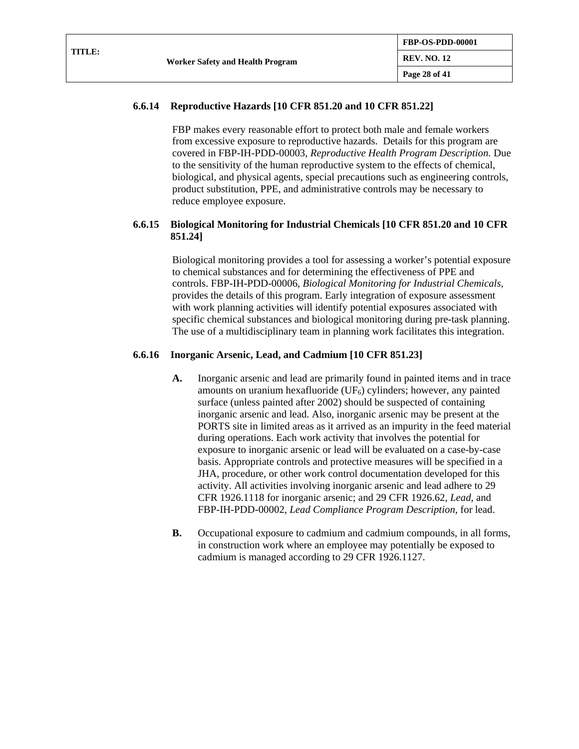### 6.6.14 Reproductive Hazards [10 CFR 851.20 and 10 CFR 851.22]

FBP makes every reasonable effort to protect both male and female workers from excessive exposure to reproductive hazards. Details for this program are covered in FBP-IH-PDD-00003, *Reproductive Health Program Description.* Due to the sensitivity of the human reproductive system to the effects of chemical, biological, and physical agents, special precautions such as engineering controls, product substitution, PPE, and administrative controls may be necessary to reduce employee exposure.

### 6.6.15 Biological Monitoring for Industrial Chemicals [10 CFR 851.20 and 10 CFR 851.24]

Biological monitoring provides a tool for assessing a worker's potential exposure to chemical substances and for determining the effectiveness of PPE and controls. FBP-IH-PDD-00006, *Biological Monitoring for Industrial Chemicals,* provides the details of this program. Early integration of exposure assessment with work planning activities will identify potential exposures associated with specific chemical substances and biological monitoring during pre-task planning. The use of a multidisciplinary team in planning work facilitates this integration.

### 6.6.16 Inorganic Arsenic, Lead, and Cadmium [10 CFR 851.23]

**A.** Inorganic arsenic and lead are primarily found in painted items and in trace amounts on uranium hexafluoride ($UF_6$) cylinders; however, any painted surface (unless painted after 2002) should be suspected of containing inorganic arsenic and lead. Also, inorganic arsenic may be present at the PORTS site in limited areas as it arrived as an impurity in the feed material during operations. Each work activity that involves the potential for exposure to inorganic arsenic or lead will be evaluated on a case-by-case basis. Appropriate controls and protective measures will be specified in a JHA, procedure, or other work control documentation developed for this activity. All activities involving inorganic arsenic and lead adhere to 29 CFR 1926.1118 for inorganic arsenic; and 29 CFR 1926.62, *Lead,* and FBP-IH-PDD-00002, *Lead Compliance Program Description*, for lead.

**B.** Occupational exposure to cadmium and cadmium compounds, in all forms, in construction work where an employee may potentially be exposed to cadmium is managed according to 29 CFR 1926.1127.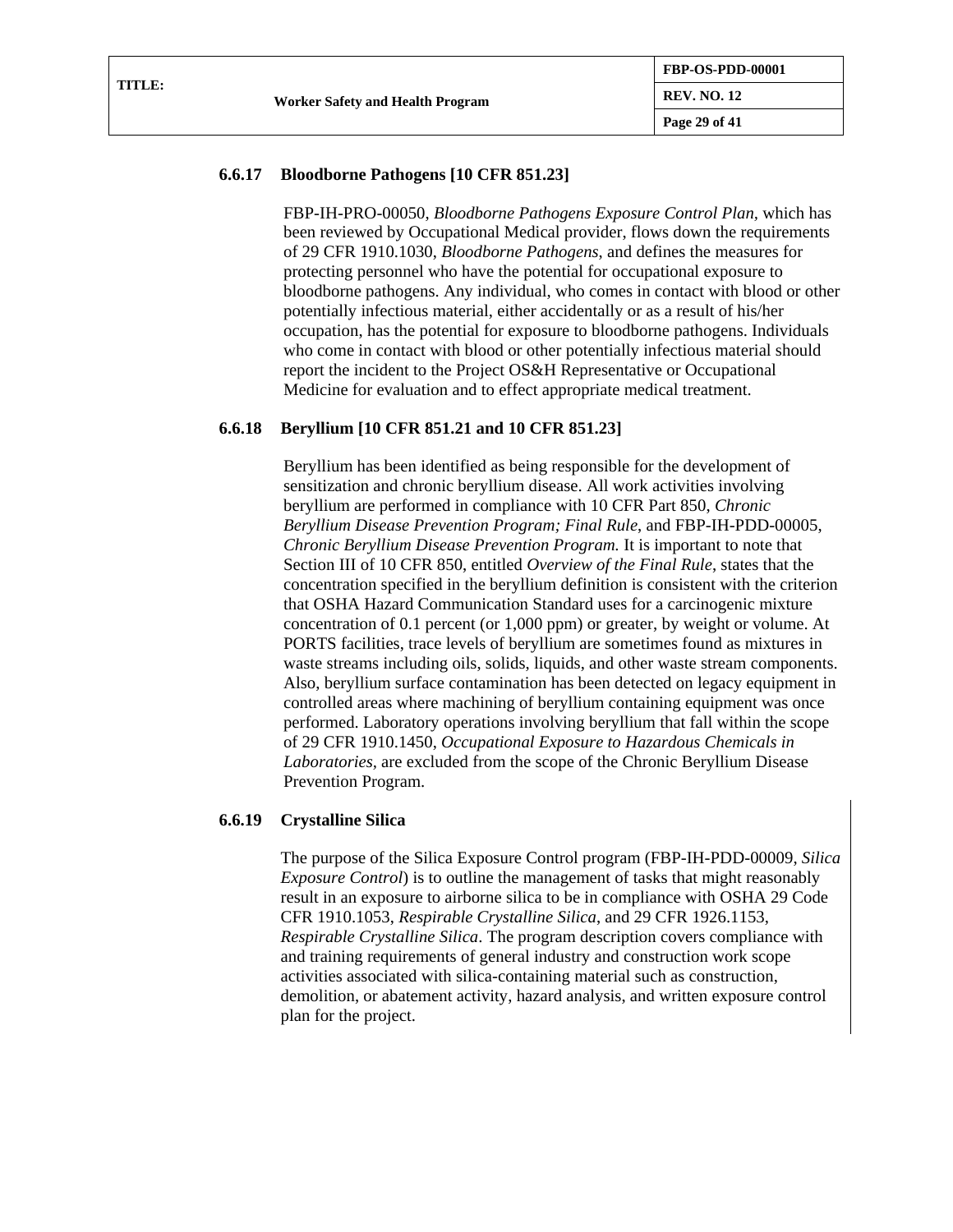### 6.6.17 Bloodborne Pathogens [10 CFR 851.23]

FBP-IH-PRO-00050, *Bloodborne Pathogens Exposure Control Plan*, which has been reviewed by Occupational Medical provider, flows down the requirements of 29 CFR 1910.1030, *Bloodborne Pathogens*, and defines the measures for protecting personnel who have the potential for occupational exposure to bloodborne pathogens. Any individual, who comes in contact with blood or other potentially infectious material, either accidentally or as a result of his/her occupation, has the potential for exposure to bloodborne pathogens. Individuals who come in contact with blood or other potentially infectious material should report the incident to the Project OS&H Representative or Occupational Medicine for evaluation and to effect appropriate medical treatment.

### 6.6.18 Beryllium [10 CFR 851.21 and 10 CFR 851.23]

Beryllium has been identified as being responsible for the development of sensitization and chronic beryllium disease. All work activities involving beryllium are performed in compliance with 10 CFR Part 850, *Chronic Beryllium Disease Prevention Program; Final Rule*, and FBP-IH-PDD-00005, *Chronic Beryllium Disease Prevention Program.* It is important to note that Section III of 10 CFR 850, entitled *Overview of the Final Rule*, states that the concentration specified in the beryllium definition is consistent with the criterion that OSHA Hazard Communication Standard uses for a carcinogenic mixture concentration of 0.1 percent (or 1,000 ppm) or greater, by weight or volume. At PORTS facilities, trace levels of beryllium are sometimes found as mixtures in waste streams including oils, solids, liquids, and other waste stream components. Also, beryllium surface contamination has been detected on legacy equipment in controlled areas where machining of beryllium containing equipment was once performed. Laboratory operations involving beryllium that fall within the scope of 29 CFR 1910.1450, *Occupational Exposure to Hazardous Chemicals in Laboratories*, are excluded from the scope of the Chronic Beryllium Disease Prevention Program.

### 6.6.19 Crystalline Silica

The purpose of the Silica Exposure Control program (FBP-IH-PDD-00009, *Silica Exposure Control*) is to outline the management of tasks that might reasonably result in an exposure to airborne silica to be in compliance with OSHA 29 Code CFR 1910.1053, *Respirable Crystalline Silica*, and 29 CFR 1926.1153, *Respirable Crystalline Silica*. The program description covers compliance with and training requirements of general industry and construction work scope activities associated with silica-containing material such as construction, demolition, or abatement activity, hazard analysis, and written exposure control plan for the project.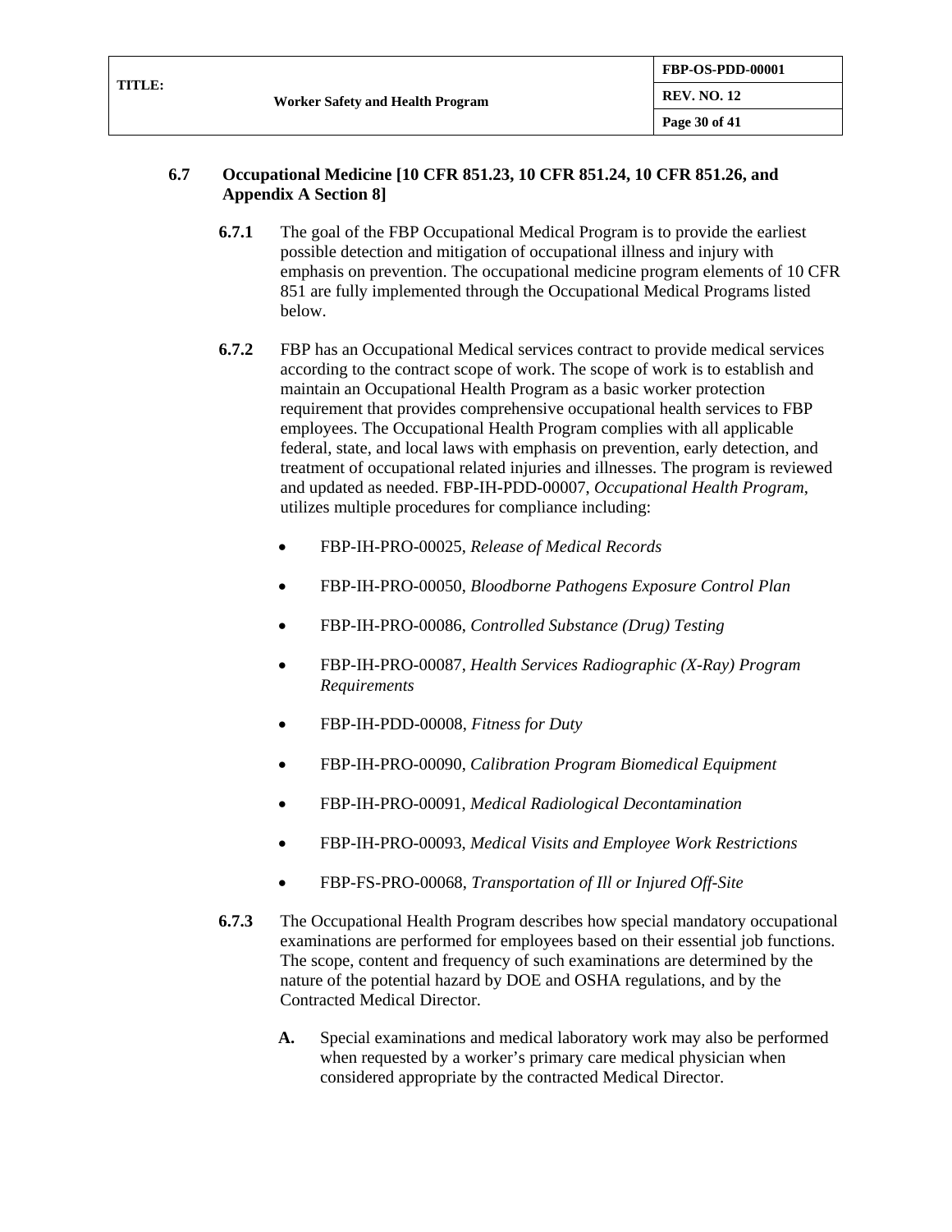### 6.7 Occupational Medicine [10 CFR 851.23, 10 CFR 851.24, 10 CFR 851.26, and Appendix A Section 8]

**6.7.1** The goal of the FBP Occupational Medical Program is to provide the earliest possible detection and mitigation of occupational illness and injury with emphasis on prevention. The occupational medicine program elements of 10 CFR 851 are fully implemented through the Occupational Medical Programs listed below.

**6.7.2** FBP has an Occupational Medical services contract to provide medical services according to the contract scope of work. The scope of work is to establish and maintain an Occupational Health Program as a basic worker protection requirement that provides comprehensive occupational health services to FBP employees. The Occupational Health Program complies with all applicable federal, state, and local laws with emphasis on prevention, early detection, and treatment of occupational related injuries and illnesses. The program is reviewed and updated as needed. FBP-IH-PDD-00007, *Occupational Health Program*, utilizes multiple procedures for compliance including:

- FBP-IH-PRO-00025, *Release of Medical Records*
- FBP-IH-PRO-00050, *Bloodborne Pathogens Exposure Control Plan*
- FBP-IH-PRO-00086, *Controlled Substance (Drug) Testing*
- FBP-IH-PRO-00087, *Health Services Radiographic (X-Ray) Program Requirements*
- FBP-IH-PDD-00008, *Fitness for Duty*
- FBP-IH-PRO-00090, *Calibration Program Biomedical Equipment*
- FBP-IH-PRO-00091, *Medical Radiological Decontamination*
- FBP-IH-PRO-00093, *Medical Visits and Employee Work Restrictions*
- FBP-FS-PRO-00068, *Transportation of Ill or Injured Off-Site*

**6.7.3** The Occupational Health Program describes how special mandatory occupational examinations are performed for employees based on their essential job functions. The scope, content and frequency of such examinations are determined by the nature of the potential hazard by DOE and OSHA regulations, and by the Contracted Medical Director.

**A.** Special examinations and medical laboratory work may also be performed when requested by a worker's primary care medical physician when considered appropriate by the contracted Medical Director.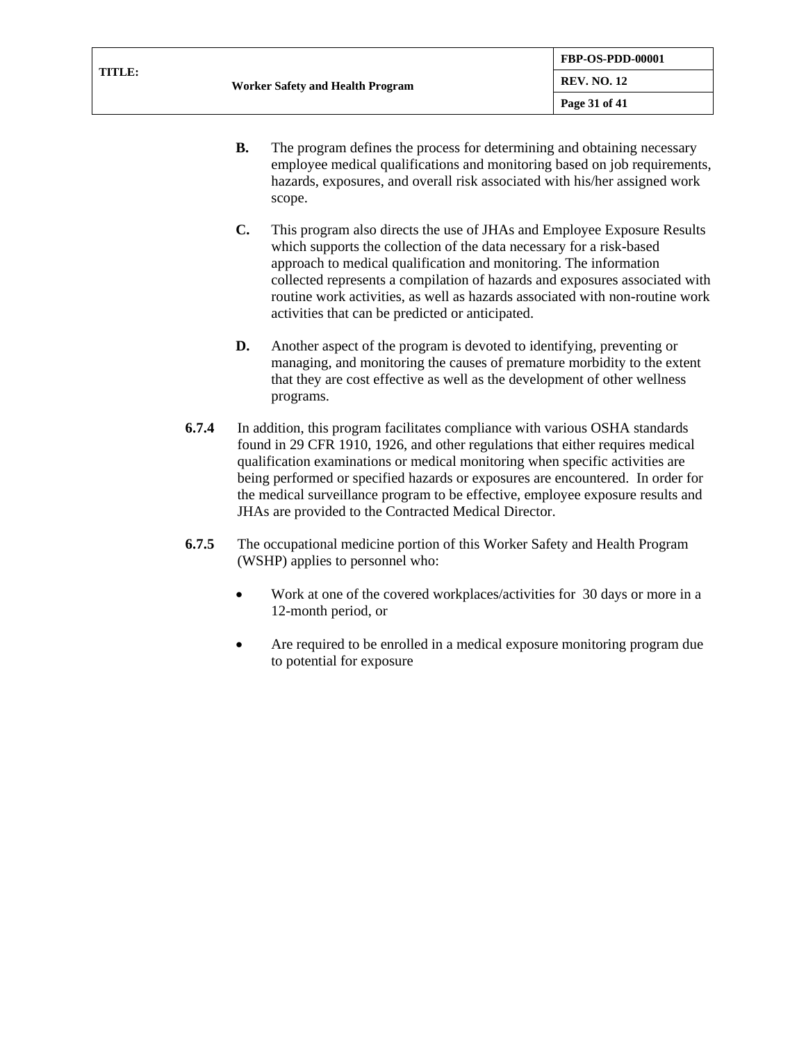**B.** The program defines the process for determining and obtaining necessary employee medical qualifications and monitoring based on job requirements, hazards, exposures, and overall risk associated with his/her assigned work scope.

**C.** This program also directs the use of JHAs and Employee Exposure Results which supports the collection of the data necessary for a risk-based approach to medical qualification and monitoring. The information collected represents a compilation of hazards and exposures associated with routine work activities, as well as hazards associated with non-routine work activities that can be predicted or anticipated.

**D.** Another aspect of the program is devoted to identifying, preventing or managing, and monitoring the causes of premature morbidity to the extent that they are cost effective as well as the development of other wellness programs.

**6.7.4** In addition, this program facilitates compliance with various OSHA standards found in 29 CFR 1910, 1926, and other regulations that either requires medical qualification examinations or medical monitoring when specific activities are being performed or specified hazards or exposures are encountered. In order for the medical surveillance program to be effective, employee exposure results and JHAs are provided to the Contracted Medical Director.

**6.7.5** The occupational medicine portion of this Worker Safety and Health Program (WSHP) applies to personnel who:

- Work at one of the covered workplaces/activities for 30 days or more in a 12-month period, or

- Are required to be enrolled in a medical exposure monitoring program due to potential for exposure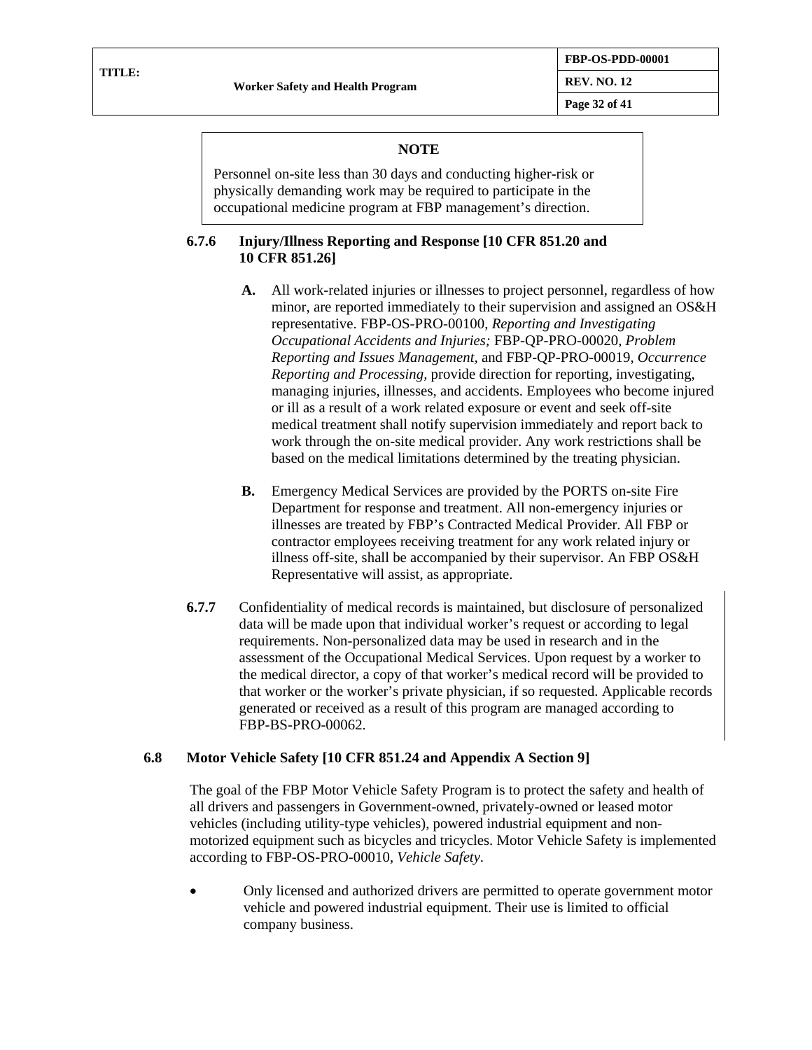> **NOTE**
>
> Personnel on-site less than 30 days and conducting higher-risk or physically demanding work may be required to participate in the occupational medicine program at FBP management's direction.

#### 6.7.6 Injury/Illness Reporting and Response [10 CFR 851.20 and 10 CFR 851.26]

**A.** All work-related injuries or illnesses to project personnel, regardless of how minor, are reported immediately to their supervision and assigned an OS&H representative. FBP-OS-PRO-00100, *Reporting and Investigating Occupational Accidents and Injuries;* FBP-QP-PRO-00020, *Problem Reporting and Issues Management*, and FBP-QP-PRO-00019, *Occurrence Reporting and Processing*, provide direction for reporting, investigating, managing injuries, illnesses, and accidents. Employees who become injured or ill as a result of a work related exposure or event and seek off-site medical treatment shall notify supervision immediately and report back to work through the on-site medical provider. Any work restrictions shall be based on the medical limitations determined by the treating physician.

**B.** Emergency Medical Services are provided by the PORTS on-site Fire Department for response and treatment. All non-emergency injuries or illnesses are treated by FBP's Contracted Medical Provider. All FBP or contractor employees receiving treatment for any work related injury or illness off-site, shall be accompanied by their supervisor. An FBP OS&H Representative will assist, as appropriate.

**6.7.7** Confidentiality of medical records is maintained, but disclosure of personalized data will be made upon that individual worker's request or according to legal requirements. Non-personalized data may be used in research and in the assessment of the Occupational Medical Services. Upon request by a worker to the medical director, a copy of that worker's medical record will be provided to that worker or the worker's private physician, if so requested. Applicable records generated or received as a result of this program are managed according to FBP-BS-PRO-00062.

### 6.8 Motor Vehicle Safety [10 CFR 851.24 and Appendix A Section 9]

The goal of the FBP Motor Vehicle Safety Program is to protect the safety and health of all drivers and passengers in Government-owned, privately-owned or leased motor vehicles (including utility-type vehicles), powered industrial equipment and non-motorized equipment such as bicycles and tricycles. Motor Vehicle Safety is implemented according to FBP-OS-PRO-00010, *Vehicle Safety*.

- Only licensed and authorized drivers are permitted to operate government motor vehicle and powered industrial equipment. Their use is limited to official company business.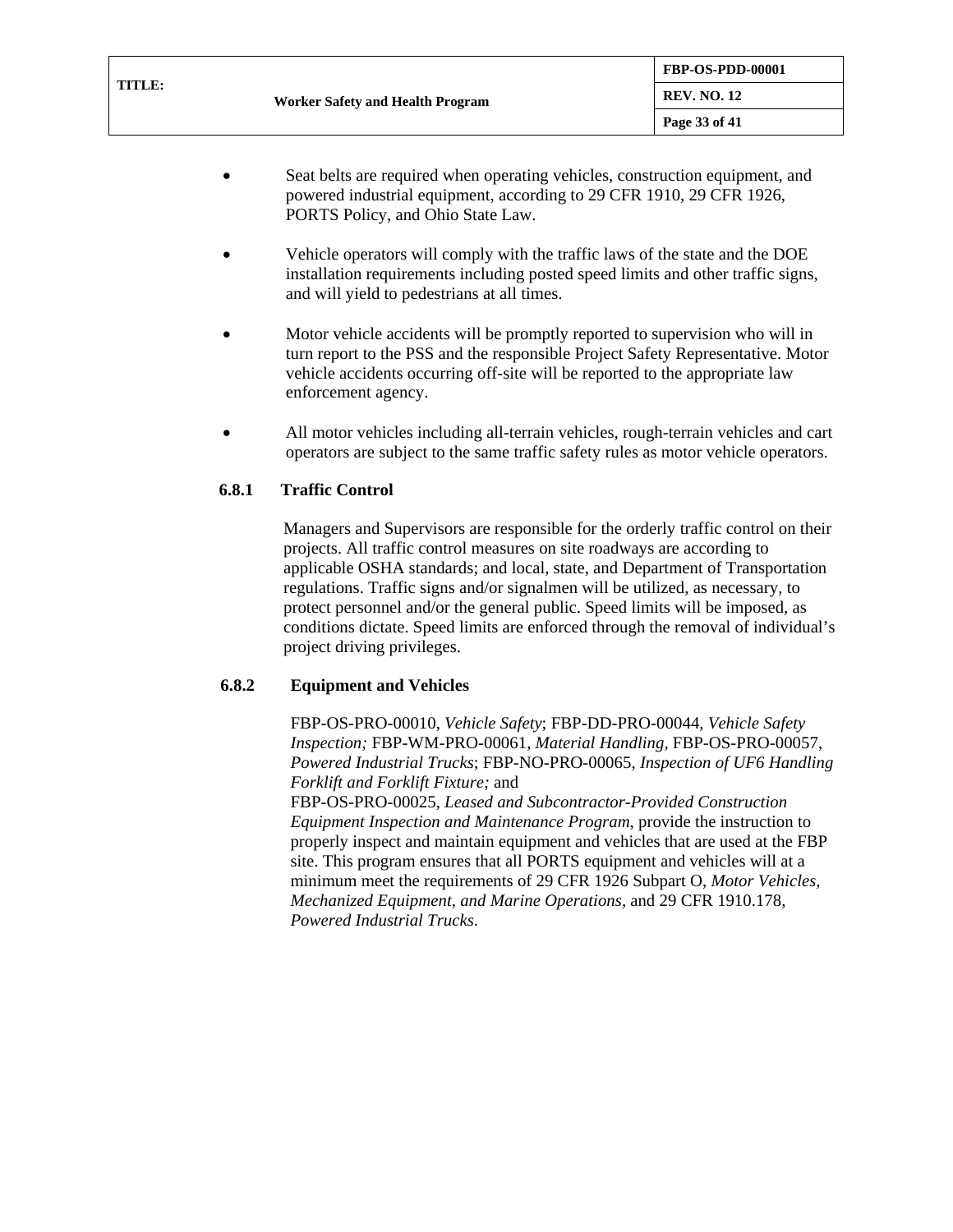- Seat belts are required when operating vehicles, construction equipment, and powered industrial equipment, according to 29 CFR 1910, 29 CFR 1926, PORTS Policy, and Ohio State Law.

- Vehicle operators will comply with the traffic laws of the state and the DOE installation requirements including posted speed limits and other traffic signs, and will yield to pedestrians at all times.

- Motor vehicle accidents will be promptly reported to supervision who will in turn report to the PSS and the responsible Project Safety Representative. Motor vehicle accidents occurring off-site will be reported to the appropriate law enforcement agency.

- All motor vehicles including all-terrain vehicles, rough-terrain vehicles and cart operators are subject to the same traffic safety rules as motor vehicle operators.

### 6.8.1 Traffic Control

Managers and Supervisors are responsible for the orderly traffic control on their projects. All traffic control measures on site roadways are according to applicable OSHA standards; and local, state, and Department of Transportation regulations. Traffic signs and/or signalmen will be utilized, as necessary, to protect personnel and/or the general public. Speed limits will be imposed, as conditions dictate. Speed limits are enforced through the removal of individual's project driving privileges.

### 6.8.2 Equipment and Vehicles

FBP-OS-PRO-00010, *Vehicle Safety*; FBP-DD-PRO-00044, *Vehicle Safety Inspection;* FBP-WM-PRO-00061, *Material Handling*, FBP-OS-PRO-00057, *Powered Industrial Trucks*; FBP-NO-PRO-00065, *Inspection of UF6 Handling Forklift and Forklift Fixture;* and FBP-OS-PRO-00025, *Leased and Subcontractor-Provided Construction Equipment Inspection and Maintenance Program*, provide the instruction to properly inspect and maintain equipment and vehicles that are used at the FBP site. This program ensures that all PORTS equipment and vehicles will at a minimum meet the requirements of 29 CFR 1926 Subpart O, *Motor Vehicles, Mechanized Equipment, and Marine Operations*, and 29 CFR 1910.178, *Powered Industrial Trucks*.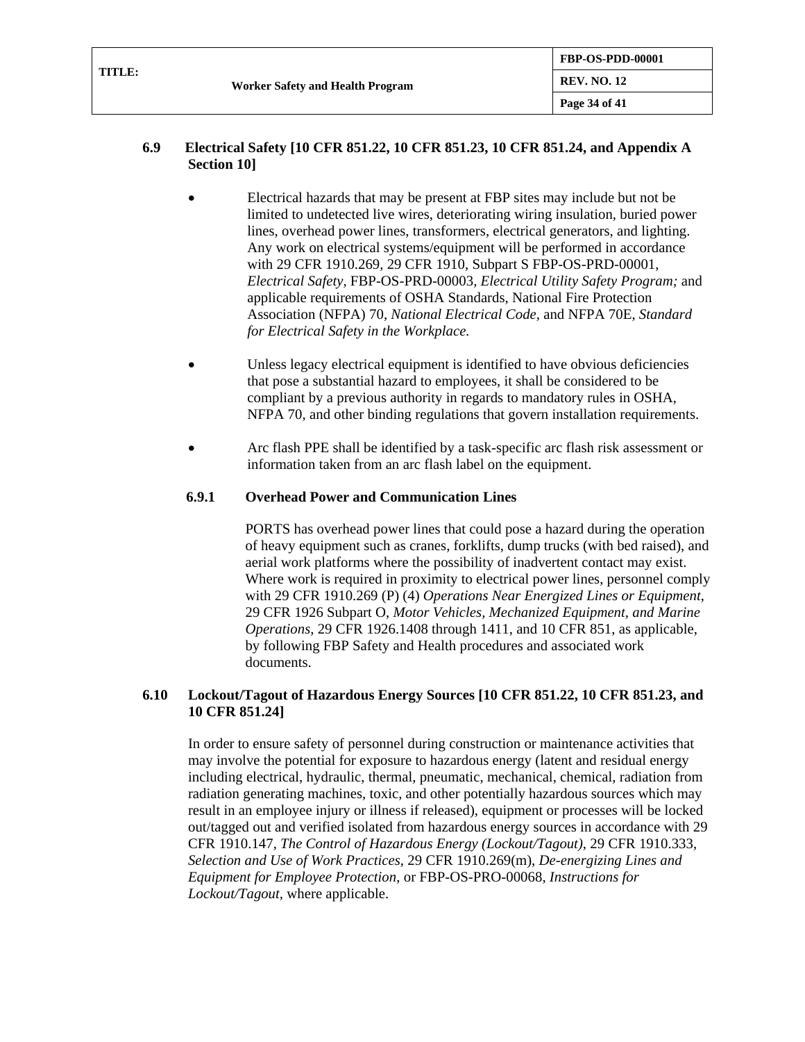## 6.9 Electrical Safety [10 CFR 851.22, 10 CFR 851.23, 10 CFR 851.24, and Appendix A Section 10]

- Electrical hazards that may be present at FBP sites may include but not be limited to undetected live wires, deteriorating wiring insulation, buried power lines, overhead power lines, transformers, electrical generators, and lighting. Any work on electrical systems/equipment will be performed in accordance with 29 CFR 1910.269, 29 CFR 1910, Subpart S FBP-OS-PRD-00001, *Electrical Safety*, FBP-OS-PRD-00003, *Electrical Utility Safety Program;* and applicable requirements of OSHA Standards, National Fire Protection Association (NFPA) 70, *National Electrical Code,* and NFPA 70E, *Standard for Electrical Safety in the Workplace.*

- Unless legacy electrical equipment is identified to have obvious deficiencies that pose a substantial hazard to employees, it shall be considered to be compliant by a previous authority in regards to mandatory rules in OSHA, NFPA 70, and other binding regulations that govern installation requirements.

- Arc flash PPE shall be identified by a task-specific arc flash risk assessment or information taken from an arc flash label on the equipment.

### 6.9.1 Overhead Power and Communication Lines

PORTS has overhead power lines that could pose a hazard during the operation of heavy equipment such as cranes, forklifts, dump trucks (with bed raised), and aerial work platforms where the possibility of inadvertent contact may exist. Where work is required in proximity to electrical power lines, personnel comply with 29 CFR 1910.269 (P) (4) *Operations Near Energized Lines or Equipment*, 29 CFR 1926 Subpart O, *Motor Vehicles, Mechanized Equipment, and Marine Operations*, 29 CFR 1926.1408 through 1411, and 10 CFR 851, as applicable, by following FBP Safety and Health procedures and associated work documents.

## 6.10 Lockout/Tagout of Hazardous Energy Sources [10 CFR 851.22, 10 CFR 851.23, and 10 CFR 851.24]

In order to ensure safety of personnel during construction or maintenance activities that may involve the potential for exposure to hazardous energy (latent and residual energy including electrical, hydraulic, thermal, pneumatic, mechanical, chemical, radiation from radiation generating machines, toxic, and other potentially hazardous sources which may result in an employee injury or illness if released), equipment or processes will be locked out/tagged out and verified isolated from hazardous energy sources in accordance with 29 CFR 1910.147, *The Control of Hazardous Energy (Lockout/Tagout)*, 29 CFR 1910.333, *Selection and Use of Work Practices*, 29 CFR 1910.269(m), *De-energizing Lines and Equipment for Employee Protection*, or FBP-OS-PRO-00068, *Instructions for Lockout/Tagout*, where applicable.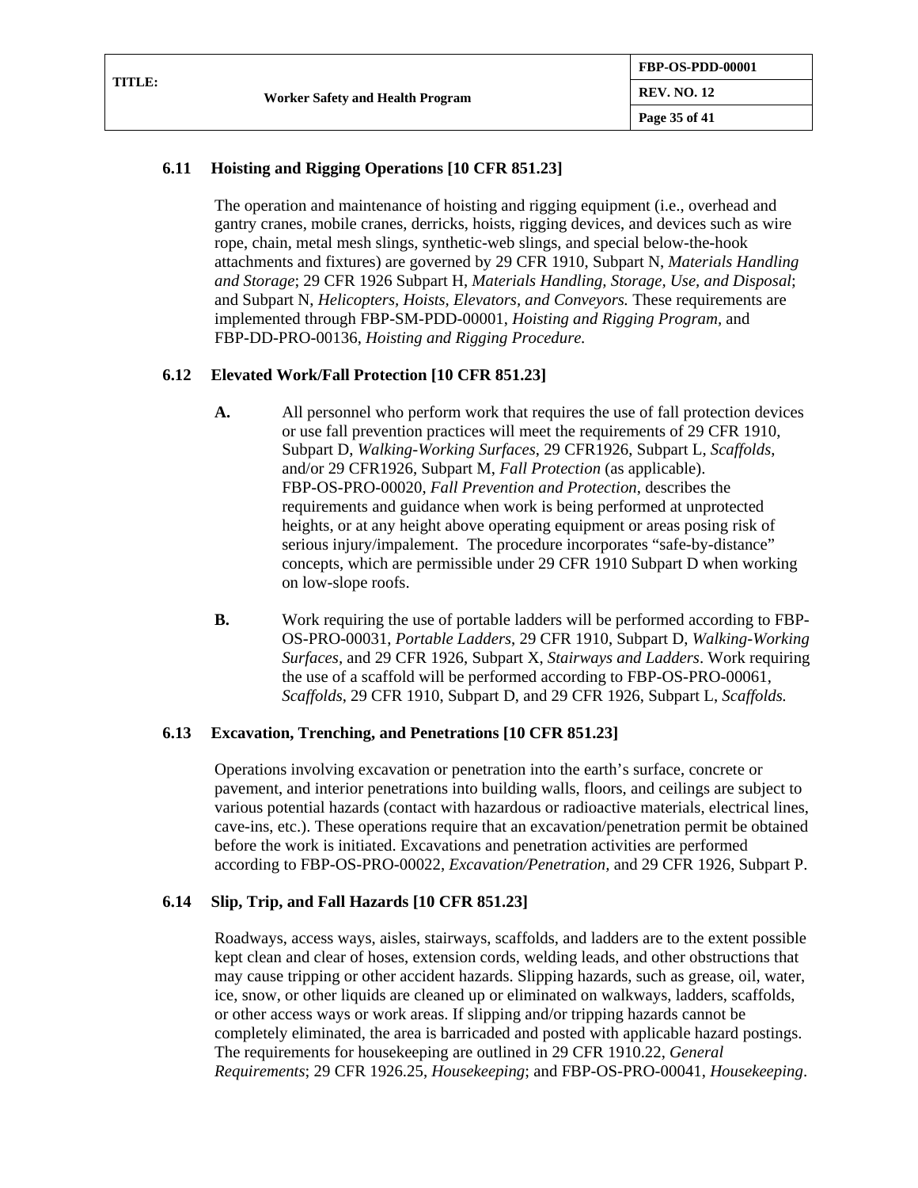### 6.11 Hoisting and Rigging Operations [10 CFR 851.23]

The operation and maintenance of hoisting and rigging equipment (i.e., overhead and gantry cranes, mobile cranes, derricks, hoists, rigging devices, and devices such as wire rope, chain, metal mesh slings, synthetic-web slings, and special below-the-hook attachments and fixtures) are governed by 29 CFR 1910, Subpart N, *Materials Handling and Storage*; 29 CFR 1926 Subpart H, *Materials Handling, Storage, Use, and Disposal*; and Subpart N, *Helicopters, Hoists, Elevators, and Conveyors.* These requirements are implemented through FBP-SM-PDD-00001, *Hoisting and Rigging Program*, and FBP-DD-PRO-00136, *Hoisting and Rigging Procedure.*

### 6.12 Elevated Work/Fall Protection [10 CFR 851.23]

**A.** All personnel who perform work that requires the use of fall protection devices or use fall prevention practices will meet the requirements of 29 CFR 1910, Subpart D, *Walking-Working Surfaces*, 29 CFR1926, Subpart L, *Scaffolds*, and/or 29 CFR1926, Subpart M, *Fall Protection* (as applicable). FBP-OS-PRO-00020, *Fall Prevention and Protection*, describes the requirements and guidance when work is being performed at unprotected heights, or at any height above operating equipment or areas posing risk of serious injury/impalement. The procedure incorporates "safe-by-distance" concepts, which are permissible under 29 CFR 1910 Subpart D when working on low-slope roofs.

**B.** Work requiring the use of portable ladders will be performed according to FBP-OS-PRO-00031, *Portable Ladders*, 29 CFR 1910, Subpart D, *Walking-Working Surfaces,* and 29 CFR 1926, Subpart X, *Stairways and Ladders*. Work requiring the use of a scaffold will be performed according to FBP-OS-PRO-00061, *Scaffolds*, 29 CFR 1910, Subpart D, and 29 CFR 1926, Subpart L, *Scaffolds.*

### 6.13 Excavation, Trenching, and Penetrations [10 CFR 851.23]

Operations involving excavation or penetration into the earth's surface, concrete or pavement, and interior penetrations into building walls, floors, and ceilings are subject to various potential hazards (contact with hazardous or radioactive materials, electrical lines, cave-ins, etc.). These operations require that an excavation/penetration permit be obtained before the work is initiated. Excavations and penetration activities are performed according to FBP-OS-PRO-00022, *Excavation/Penetration,* and 29 CFR 1926, Subpart P.

### 6.14 Slip, Trip, and Fall Hazards [10 CFR 851.23]

Roadways, access ways, aisles, stairways, scaffolds, and ladders are to the extent possible kept clean and clear of hoses, extension cords, welding leads, and other obstructions that may cause tripping or other accident hazards. Slipping hazards, such as grease, oil, water, ice, snow, or other liquids are cleaned up or eliminated on walkways, ladders, scaffolds, or other access ways or work areas. If slipping and/or tripping hazards cannot be completely eliminated, the area is barricaded and posted with applicable hazard postings. The requirements for housekeeping are outlined in 29 CFR 1910.22, *General Requirements*; 29 CFR 1926.25, *Housekeeping*; and FBP-OS-PRO-00041, *Housekeeping*.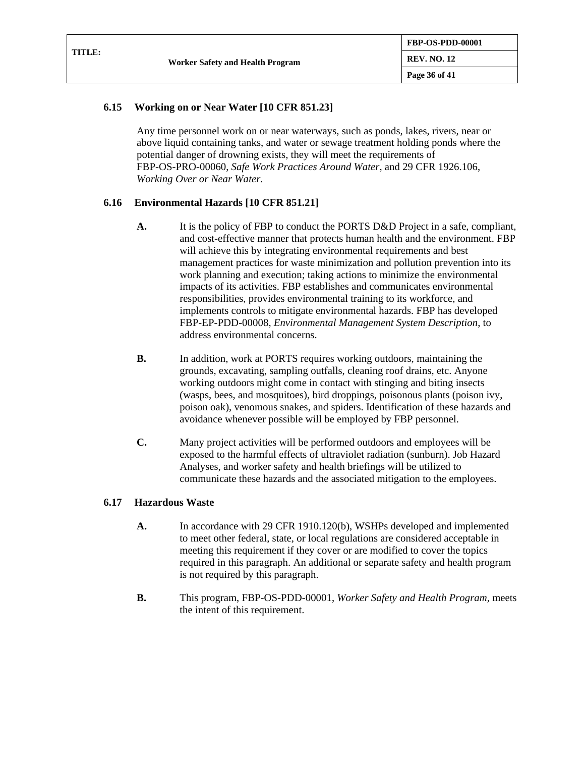### 6.15 Working on or Near Water [10 CFR 851.23]

Any time personnel work on or near waterways, such as ponds, lakes, rivers, near or above liquid containing tanks, and water or sewage treatment holding ponds where the potential danger of drowning exists, they will meet the requirements of FBP-OS-PRO-00060, *Safe Work Practices Around Water*, and 29 CFR 1926.106, *Working Over or Near Water*.

### 6.16 Environmental Hazards [10 CFR 851.21]

**A.** It is the policy of FBP to conduct the PORTS D&D Project in a safe, compliant, and cost-effective manner that protects human health and the environment. FBP will achieve this by integrating environmental requirements and best management practices for waste minimization and pollution prevention into its work planning and execution; taking actions to minimize the environmental impacts of its activities. FBP establishes and communicates environmental responsibilities, provides environmental training to its workforce, and implements controls to mitigate environmental hazards. FBP has developed FBP-EP-PDD-00008, *Environmental Management System Description*, to address environmental concerns.

**B.** In addition, work at PORTS requires working outdoors, maintaining the grounds, excavating, sampling outfalls, cleaning roof drains, etc. Anyone working outdoors might come in contact with stinging and biting insects (wasps, bees, and mosquitoes), bird droppings, poisonous plants (poison ivy, poison oak), venomous snakes, and spiders. Identification of these hazards and avoidance whenever possible will be employed by FBP personnel.

**C.** Many project activities will be performed outdoors and employees will be exposed to the harmful effects of ultraviolet radiation (sunburn). Job Hazard Analyses, and worker safety and health briefings will be utilized to communicate these hazards and the associated mitigation to the employees.

### 6.17 Hazardous Waste

**A.** In accordance with 29 CFR 1910.120(b), WSHPs developed and implemented to meet other federal, state, or local regulations are considered acceptable in meeting this requirement if they cover or are modified to cover the topics required in this paragraph. An additional or separate safety and health program is not required by this paragraph.

**B.** This program, FBP-OS-PDD-00001, *Worker Safety and Health Program*, meets the intent of this requirement.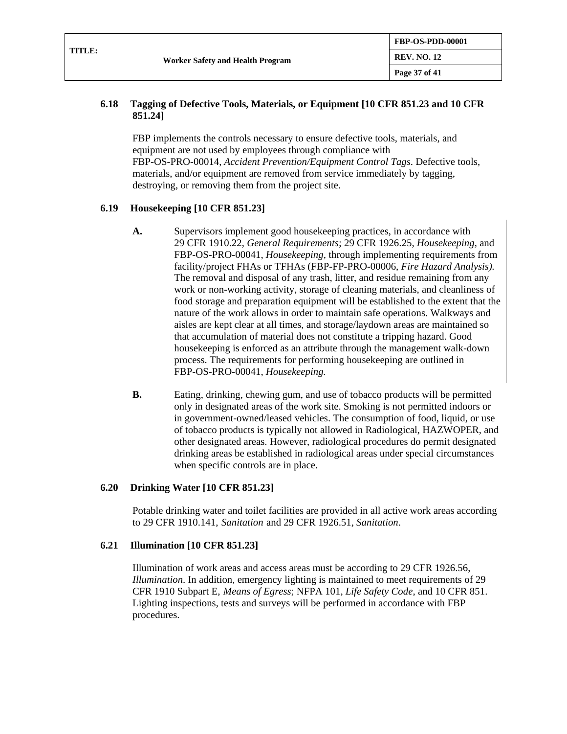### 6.18 Tagging of Defective Tools, Materials, or Equipment [10 CFR 851.23 and 10 CFR 851.24]

FBP implements the controls necessary to ensure defective tools, materials, and equipment are not used by employees through compliance with FBP-OS-PRO-00014, *Accident Prevention/Equipment Control Tags*. Defective tools, materials, and/or equipment are removed from service immediately by tagging, destroying, or removing them from the project site.

### 6.19 Housekeeping [10 CFR 851.23]

**A.** Supervisors implement good housekeeping practices, in accordance with 29 CFR 1910.22, *General Requirements*; 29 CFR 1926.25, *Housekeeping*, and FBP-OS-PRO-00041, *Housekeeping*, through implementing requirements from facility/project FHAs or TFHAs (FBP-FP-PRO-00006, *Fire Hazard Analysis).* The removal and disposal of any trash, litter, and residue remaining from any work or non-working activity, storage of cleaning materials, and cleanliness of food storage and preparation equipment will be established to the extent that the nature of the work allows in order to maintain safe operations. Walkways and aisles are kept clear at all times, and storage/laydown areas are maintained so that accumulation of material does not constitute a tripping hazard. Good housekeeping is enforced as an attribute through the management walk-down process. The requirements for performing housekeeping are outlined in FBP-OS-PRO-00041, *Housekeeping.*

**B.** Eating, drinking, chewing gum, and use of tobacco products will be permitted only in designated areas of the work site. Smoking is not permitted indoors or in government-owned/leased vehicles. The consumption of food, liquid, or use of tobacco products is typically not allowed in Radiological, HAZWOPER, and other designated areas. However, radiological procedures do permit designated drinking areas be established in radiological areas under special circumstances when specific controls are in place.

### 6.20 Drinking Water [10 CFR 851.23]

Potable drinking water and toilet facilities are provided in all active work areas according to 29 CFR 1910.141, *Sanitation* and 29 CFR 1926.51, *Sanitation*.

### 6.21 Illumination [10 CFR 851.23]

Illumination of work areas and access areas must be according to 29 CFR 1926.56, *Illumination*. In addition, emergency lighting is maintained to meet requirements of 29 CFR 1910 Subpart E, *Means of Egress*; NFPA 101, *Life Safety Code*, and 10 CFR 851. Lighting inspections, tests and surveys will be performed in accordance with FBP procedures.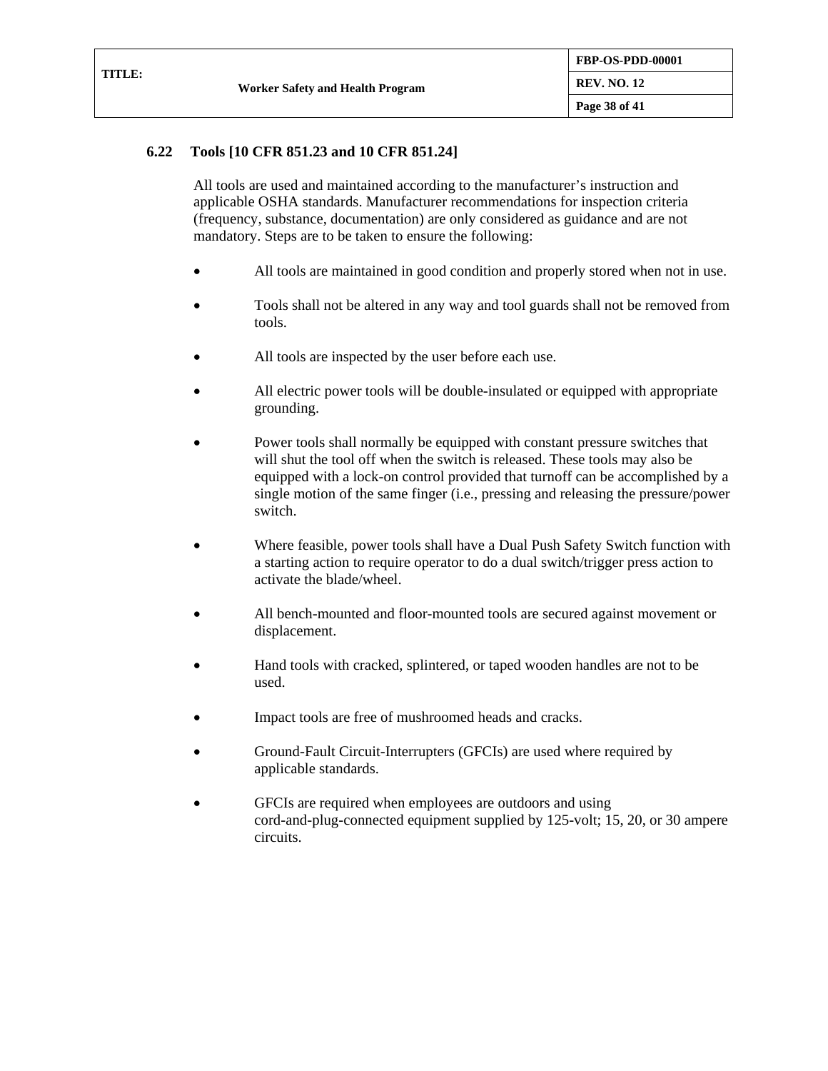## 6.22 Tools [10 CFR 851.23 and 10 CFR 851.24]

All tools are used and maintained according to the manufacturer's instruction and applicable OSHA standards. Manufacturer recommendations for inspection criteria (frequency, substance, documentation) are only considered as guidance and are not mandatory. Steps are to be taken to ensure the following:

- All tools are maintained in good condition and properly stored when not in use.
- Tools shall not be altered in any way and tool guards shall not be removed from tools.
- All tools are inspected by the user before each use.
- All electric power tools will be double-insulated or equipped with appropriate grounding.
- Power tools shall normally be equipped with constant pressure switches that will shut the tool off when the switch is released. These tools may also be equipped with a lock-on control provided that turnoff can be accomplished by a single motion of the same finger (i.e., pressing and releasing the pressure/power switch.
- Where feasible, power tools shall have a Dual Push Safety Switch function with a starting action to require operator to do a dual switch/trigger press action to activate the blade/wheel.
- All bench-mounted and floor-mounted tools are secured against movement or displacement.
- Hand tools with cracked, splintered, or taped wooden handles are not to be used.
- Impact tools are free of mushroomed heads and cracks.
- Ground-Fault Circuit-Interrupters (GFCIs) are used where required by applicable standards.
- GFCIs are required when employees are outdoors and using cord-and-plug-connected equipment supplied by 125-volt; 15, 20, or 30 ampere circuits.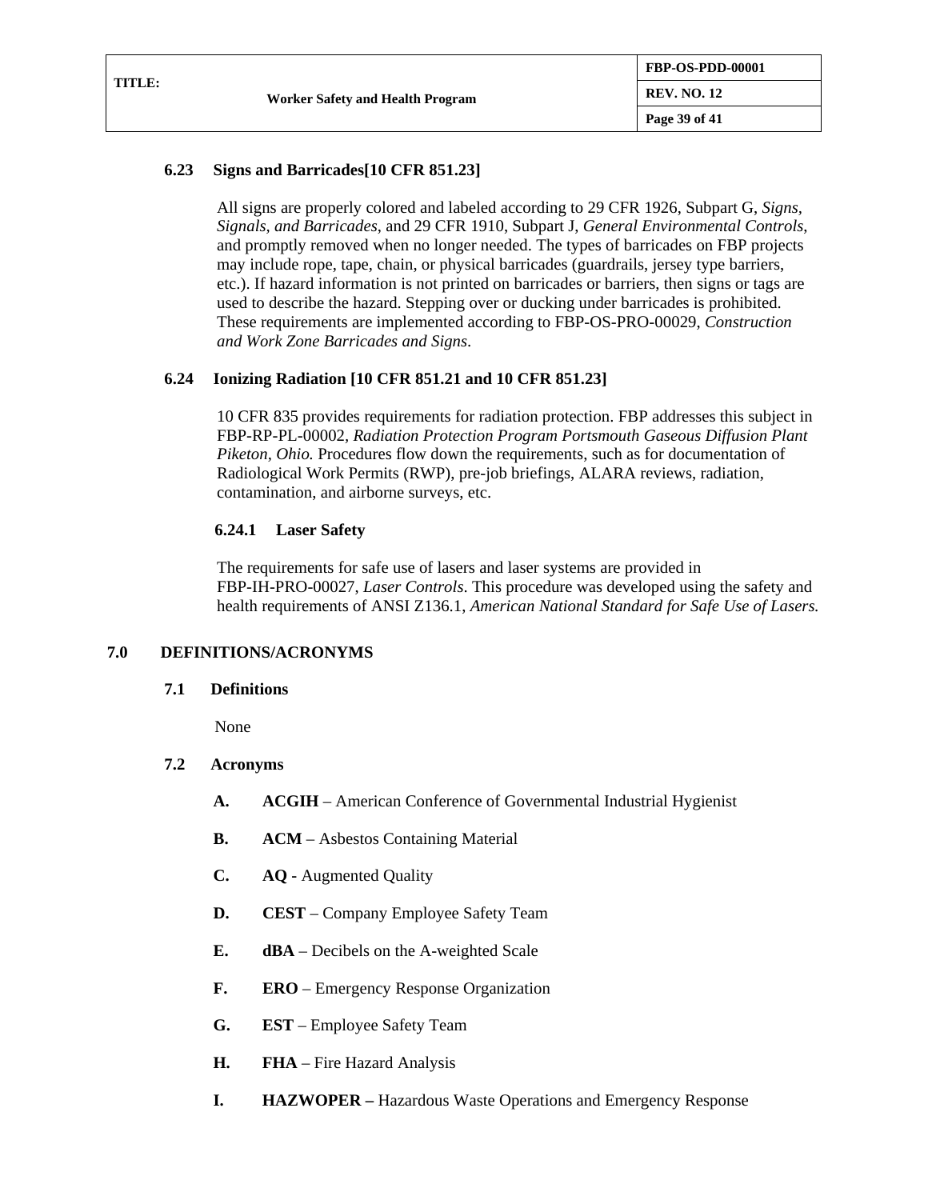### 6.23 Signs and Barricades[10 CFR 851.23]

All signs are properly colored and labeled according to 29 CFR 1926, Subpart G, *Signs, Signals, and Barricades*, and 29 CFR 1910, Subpart J, *General Environmental Controls*, and promptly removed when no longer needed. The types of barricades on FBP projects may include rope, tape, chain, or physical barricades (guardrails, jersey type barriers, etc.). If hazard information is not printed on barricades or barriers, then signs or tags are used to describe the hazard. Stepping over or ducking under barricades is prohibited. These requirements are implemented according to FBP-OS-PRO-00029, *Construction and Work Zone Barricades and Signs*.

### 6.24 Ionizing Radiation [10 CFR 851.21 and 10 CFR 851.23]

10 CFR 835 provides requirements for radiation protection. FBP addresses this subject in FBP-RP-PL-00002, *Radiation Protection Program Portsmouth Gaseous Diffusion Plant Piketon, Ohio.* Procedures flow down the requirements, such as for documentation of Radiological Work Permits (RWP), pre-job briefings, ALARA reviews, radiation, contamination, and airborne surveys, etc.

#### 6.24.1 Laser Safety

The requirements for safe use of lasers and laser systems are provided in FBP-IH-PRO-00027, *Laser Controls*. This procedure was developed using the safety and health requirements of ANSI Z136.1, *American National Standard for Safe Use of Lasers.*

## 7.0 DEFINITIONS/ACRONYMS

### 7.1 Definitions

None

### 7.2 Acronyms

A. **ACGIH** – American Conference of Governmental Industrial Hygienist

B. **ACM** – Asbestos Containing Material

C. **AQ -** Augmented Quality

D. **CEST** – Company Employee Safety Team

E. **dBA** – Decibels on the A-weighted Scale

F. **ERO** – Emergency Response Organization

G. **EST** – Employee Safety Team

H. **FHA** – Fire Hazard Analysis

I. **HAZWOPER –** Hazardous Waste Operations and Emergency Response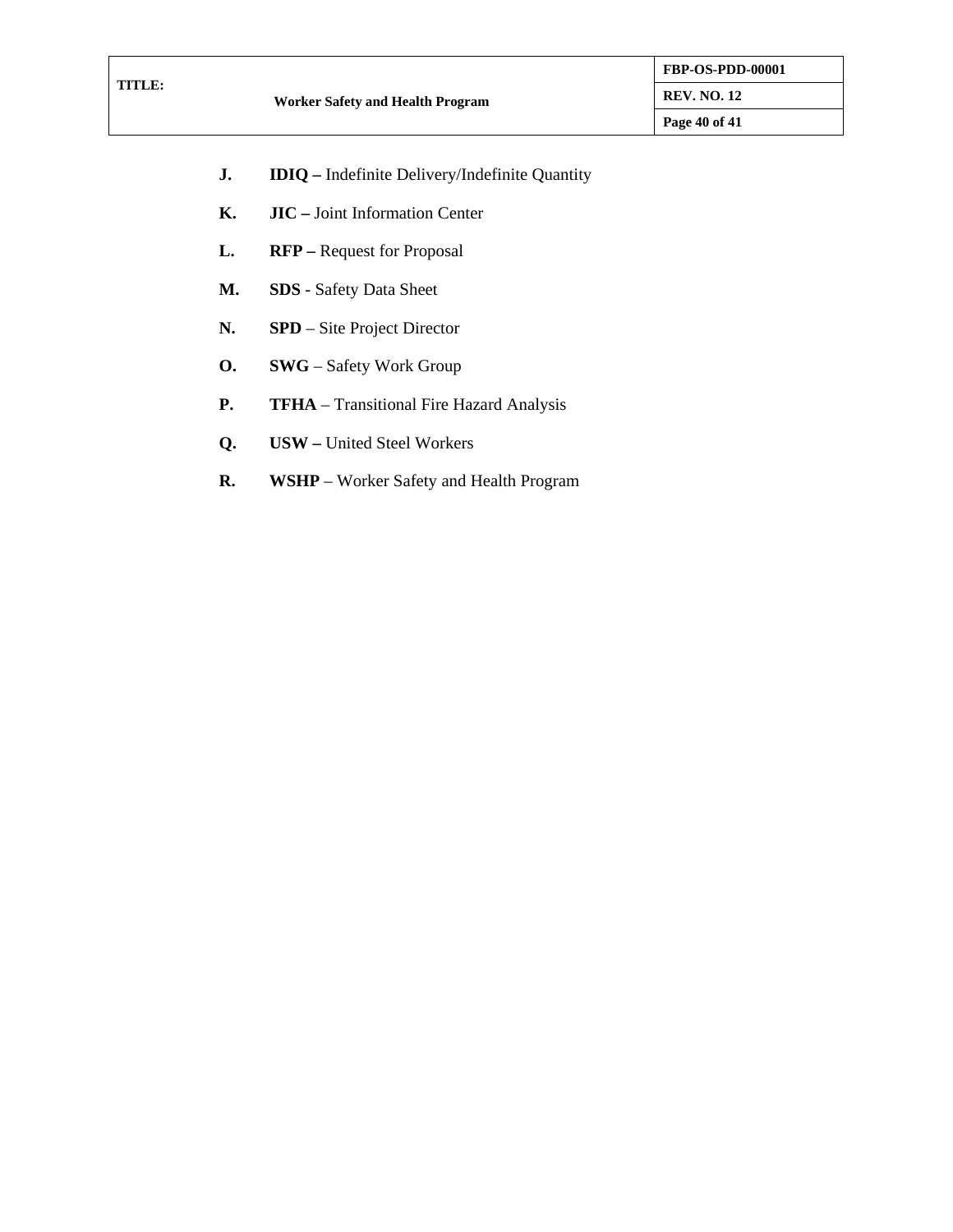J. **IDIQ –** Indefinite Delivery/Indefinite Quantity

K. **JIC –** Joint Information Center

L. **RFP –** Request for Proposal

M. **SDS** - Safety Data Sheet

N. **SPD** – Site Project Director

O. **SWG** – Safety Work Group

P. **TFHA** – Transitional Fire Hazard Analysis

Q. **USW –** United Steel Workers

R. **WSHP** – Worker Safety and Health Program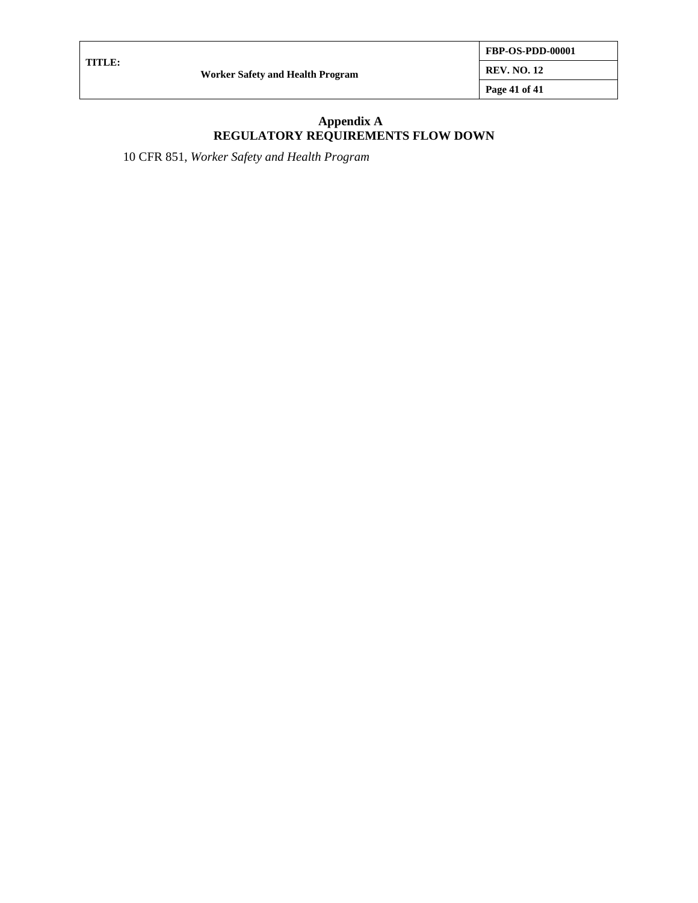# Appendix A
# REGULATORY REQUIREMENTS FLOW DOWN

10 CFR 851, *Worker Safety and Health Program*